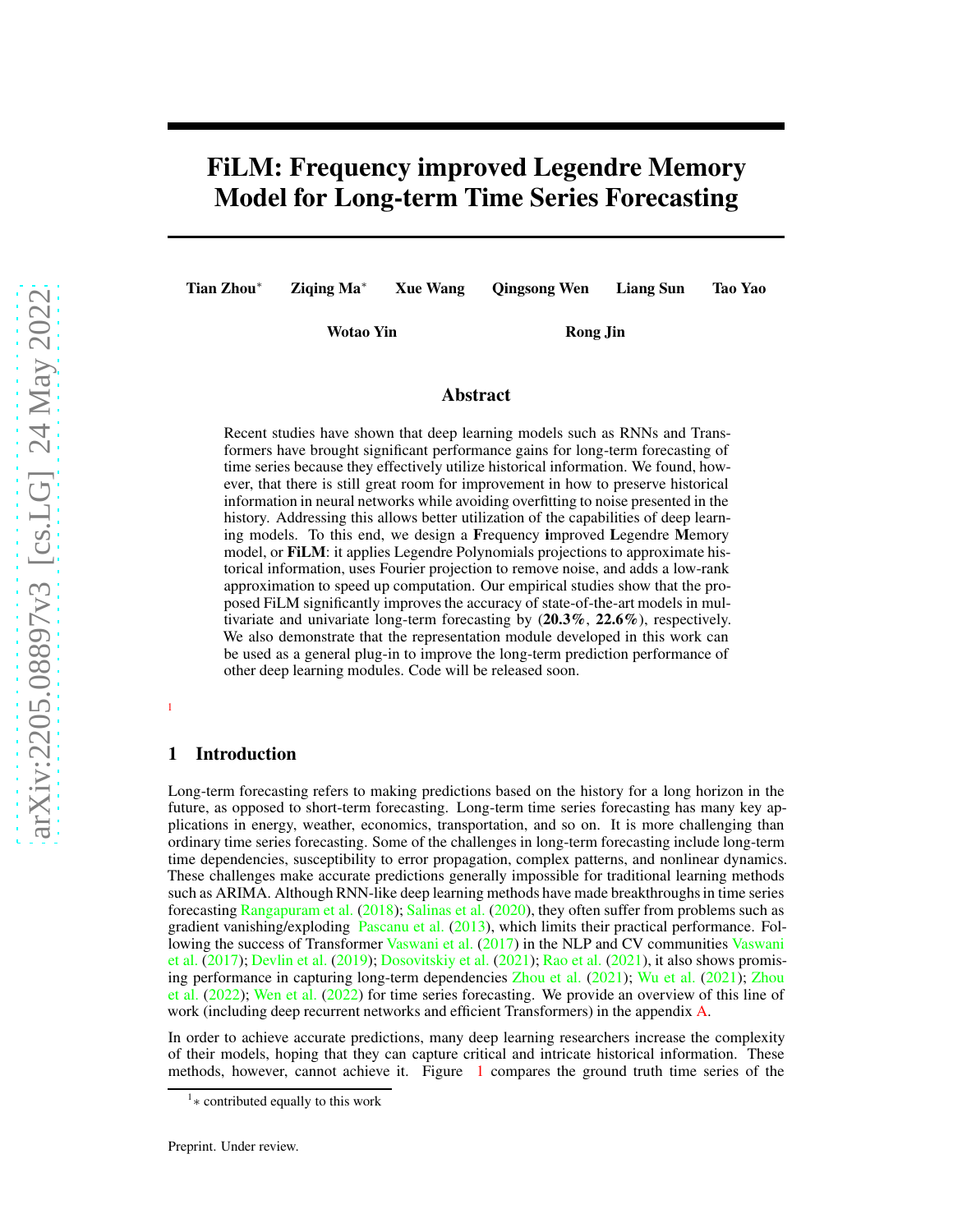# FiLM: Frequency improved Legendre Memory Model for Long-term Time Series Forecasting

**Tian Zhou*** **Ziqing Ma*** **Xue Wang** **Qingsong Wen** **Liang Sun** **Tao Yao**

**Wotao Yin** **Rong Jin**

## Abstract

Recent studies have shown that deep learning models such as RNNs and Transformers have brought significant performance gains for long-term forecasting of time series because they effectively utilize historical information. We found, however, that there is still great room for improvement in how to preserve historical information in neural networks while avoiding overfitting to noise presented in the history. Addressing this allows better utilization of the capabilities of deep learning models. To this end, we design a **F**requency **i**mproved **L**egendre **M**emory model, or **FiLM**: it applies Legendre Polynomials projections to approximate historical information, uses Fourier projection to remove noise, and adds a low-rank approximation to speed up computation. Our empirical studies show that the proposed FiLM significantly improves the accuracy of state-of-the-art models in multivariate and univariate long-term forecasting by (**20.3%**, **22.6%**), respectively. We also demonstrate that the representation module developed in this work can be used as a general plug-in to improve the long-term prediction performance of other deep learning modules. Code will be released soon.

[1]

## 1 Introduction

Long-term forecasting refers to making predictions based on the history for a long horizon in the future, as opposed to short-term forecasting. Long-term time series forecasting has many key applications in energy, weather, economics, transportation, and so on. It is more challenging than ordinary time series forecasting. Some of the challenges in long-term forecasting include long-term time dependencies, susceptibility to error propagation, complex patterns, and nonlinear dynamics. These challenges make accurate predictions generally impossible for traditional learning methods such as ARIMA. Although RNN-like deep learning methods have made breakthroughs in time series forecasting Rangapuram et al. (2018); Salinas et al. (2020), they often suffer from problems such as gradient vanishing/exploding Pascanu et al. (2013), which limits their practical performance. Following the success of Transformer Vaswani et al. (2017) in the NLP and CV communities Vaswani et al. (2017); Devlin et al. (2019); Dosovitskiy et al. (2021); Rao et al. (2021), it also shows promising performance in capturing long-term dependencies Zhou et al. (2021); Wu et al. (2021); Zhou et al. (2022); Wen et al. (2022) for time series forecasting. We provide an overview of this line of work (including deep recurrent networks and efficient Transformers) in the appendix A.

In order to achieve accurate predictions, many deep learning researchers increase the complexity of their models, hoping that they can capture critical and intricate historical information. These methods, however, cannot achieve it. Figure 1 compares the ground truth time series of the

[1] * contributed equally to this work

Preprint. Under review.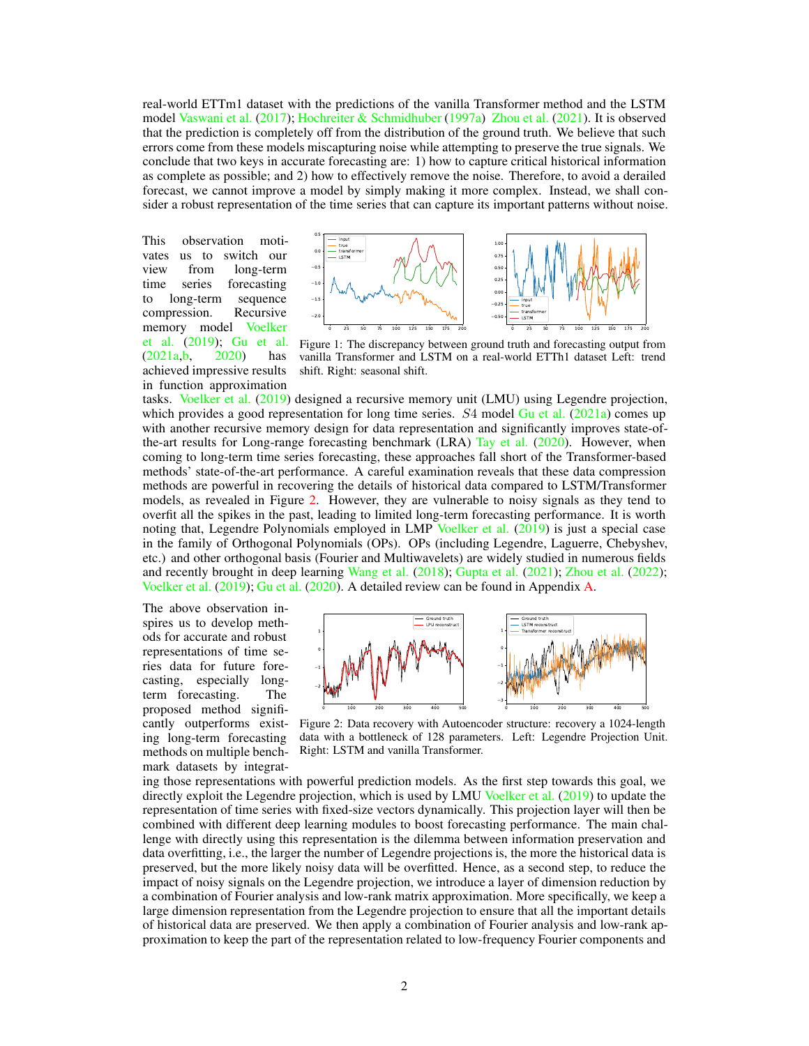real-world ETTm1 dataset with the predictions of the vanilla Transformer method and the LSTM model Vaswani et al. (2017); Hochreiter & Schmidhuber (1997a) Zhou et al. (2021). It is observed that the prediction is completely off from the distribution of the ground truth. We believe that such errors come from these models miscapturing noise while attempting to preserve the true signals. We conclude that two keys in accurate forecasting are: 1) how to capture critical historical information as complete as possible; and 2) how to effectively remove the noise. Therefore, to avoid a derailed forecast, we cannot improve a model by simply making it more complex. Instead, we shall consider a robust representation of the time series that can capture its important patterns without noise.

This observation motivates us to switch our view from long-term time series forecasting to long-term sequence compression. Recursive memory model Voelker et al. (2019); Gu et al. (2021a,b, 2020) has achieved impressive results in function approximation tasks. Voelker et al. (2019) designed a recursive memory unit (LMU) using Legendre projection, which provides a good representation for long time series. $S4$ model Gu et al. (2021a) comes up with another recursive memory design for data representation and significantly improves state-of-the-art results for Long-range forecasting benchmark (LRA) Tay et al. (2020). However, when coming to long-term time series forecasting, these approaches fall short of the Transformer-based methods' state-of-the-art performance. A careful examination reveals that these data compression methods are powerful in recovering the details of historical data compared to LSTM/Transformer models, as revealed in Figure 2. However, they are vulnerable to noisy signals as they tend to overfit all the spikes in the past, leading to limited long-term forecasting performance. It is worth noting that, Legendre Polynomials employed in LMP Voelker et al. (2019) is just a special case in the family of Orthogonal Polynomials (OPs). OPs (including Legendre, Laguerre, Chebyshev, etc.) and other orthogonal basis (Fourier and Multiwavelets) are widely studied in numerous fields and recently brought in deep learning Wang et al. (2018); Gupta et al. (2021); Zhou et al. (2022); Voelker et al. (2019); Gu et al. (2020). A detailed review can be found in Appendix A.

Figure 1: The discrepancy between ground truth and forecasting output from vanilla Transformer and LSTM on a real-world ETTh1 dataset Left: trend shift. Right: seasonal shift.

The above observation inspires us to develop methods for accurate and robust representations of time series data for future forecasting, especially long-term forecasting. The proposed method significantly outperforms existing long-term forecasting methods on multiple benchmark datasets by integrating those representations with powerful prediction models. As the first step towards this goal, we directly exploit the Legendre projection, which is used by LMU Voelker et al. (2019) to update the representation of time series with fixed-size vectors dynamically. This projection layer will then be combined with different deep learning modules to boost forecasting performance. The main challenge with directly using this representation is the dilemma between information preservation and data overfitting, i.e., the larger the number of Legendre projections is, the more the historical data is preserved, but the more likely noisy data will be overfitted. Hence, as a second step, to reduce the impact of noisy signals on the Legendre projection, we introduce a layer of dimension reduction by a combination of Fourier analysis and low-rank matrix approximation. More specifically, we keep a large dimension representation from the Legendre projection to ensure that all the important details of historical data are preserved. We then apply a combination of Fourier analysis and low-rank approximation to keep the part of the representation related to low-frequency Fourier components and

Figure 2: Data recovery with Autoencoder structure: recovery a 1024-length data with a bottleneck of 128 parameters. Left: Legendre Projection Unit. Right: LSTM and vanilla Transformer.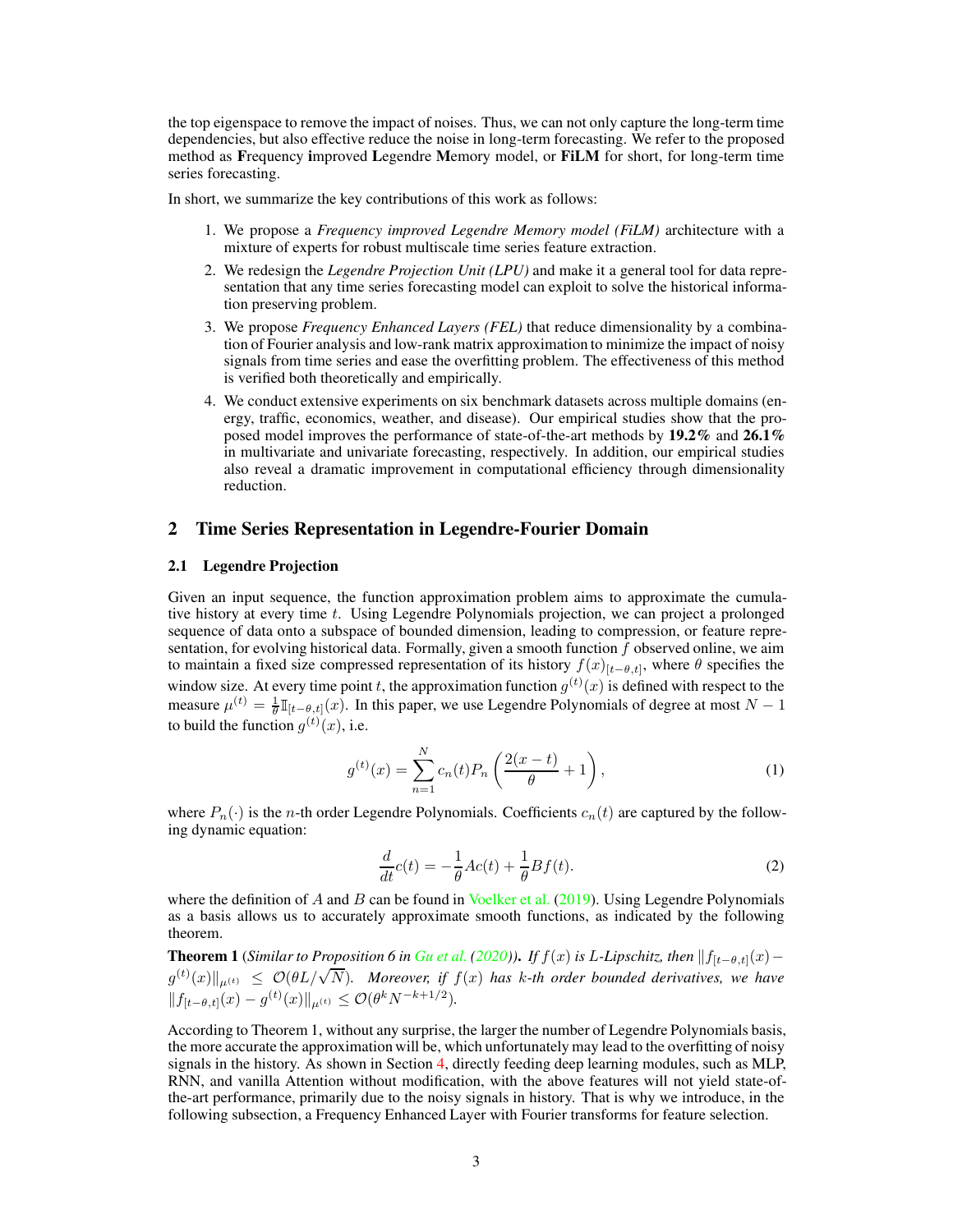the top eigenspace to remove the impact of noises. Thus, we can not only capture the long-term time dependencies, but also effective reduce the noise in long-term forecasting. We refer to the proposed method as **F**requency **i**mproved **L**egendre **M**emory model, or **FiLM** for short, for long-term time series forecasting.

In short, we summarize the key contributions of this work as follows:

1. We propose a *Frequency improved Legendre Memory model (FiLM)* architecture with a mixture of experts for robust multiscale time series feature extraction.
2. We redesign the *Legendre Projection Unit (LPU)* and make it a general tool for data representation that any time series forecasting model can exploit to solve the historical information preserving problem.
3. We propose *Frequency Enhanced Layers (FEL)* that reduce dimensionality by a combination of Fourier analysis and low-rank matrix approximation to minimize the impact of noisy signals from time series and ease the overfitting problem. The effectiveness of this method is verified both theoretically and empirically.
4. We conduct extensive experiments on six benchmark datasets across multiple domains (energy, traffic, economics, weather, and disease). Our empirical studies show that the proposed model improves the performance of state-of-the-art methods by **19.2%** and **26.1%** in multivariate and univariate forecasting, respectively. In addition, our empirical studies also reveal a dramatic improvement in computational efficiency through dimensionality reduction.

## 2 Time Series Representation in Legendre-Fourier Domain

### 2.1 Legendre Projection

Given an input sequence, the function approximation problem aims to approximate the cumulative history at every time $t$. Using Legendre Polynomials projection, we can project a prolonged sequence of data onto a subspace of bounded dimension, leading to compression, or feature representation, for evolving historical data. Formally, given a smooth function $f$ observed online, we aim to maintain a fixed size compressed representation of its history $f(x)_{[t-\theta,t]}$, where $\theta$ specifies the window size. At every time point $t$, the approximation function $g^{(t)}(x)$ is defined with respect to the measure $\mu^{(t)} = \frac{1}{\theta}\mathbb{I}_{[t-\theta,t]}(x)$. In this paper, we use Legendre Polynomials of degree at most $N-1$ to build the function $g^{(t)}(x)$, i.e.

$$g^{(t)}(x) = \sum_{n=1}^{N} c_n(t) P_n\left(\frac{2(x-t)}{\theta} + 1\right), \tag{1}$$

where $P_n(\cdot)$ is the $n$-th order Legendre Polynomials. Coefficients $c_n(t)$ are captured by the following dynamic equation:

$$\frac{d}{dt}c(t) = -\frac{1}{\theta}Ac(t) + \frac{1}{\theta}Bf(t). \tag{2}$$

where the definition of $A$ and $B$ can be found in Voelker et al. (2019). Using Legendre Polynomials as a basis allows us to accurately approximate smooth functions, as indicated by the following theorem.

**Theorem 1** (*Similar to Proposition 6 in Gu et al. (2020)*). *If $f(x)$ is L-Lipschitz, then $\|f_{[t-\theta,t]}(x) - g^{(t)}(x)\|_{\mu^{(t)}} \leq \mathcal{O}(\theta L/\sqrt{N})$. Moreover, if $f(x)$ has $k$-th order bounded derivatives, we have $\|f_{[t-\theta,t]}(x) - g^{(t)}(x)\|_{\mu^{(t)}} \leq \mathcal{O}(\theta^k N^{-k+1/2})$.*

According to Theorem 1, without any surprise, the larger the number of Legendre Polynomials basis, the more accurate the approximation will be, which unfortunately may lead to the overfitting of noisy signals in the history. As shown in Section 4, directly feeding deep learning modules, such as MLP, RNN, and vanilla Attention without modification, with the above features will not yield state-of-the-art performance, primarily due to the noisy signals in history. That is why we introduce, in the following subsection, a Frequency Enhanced Layer with Fourier transforms for feature selection.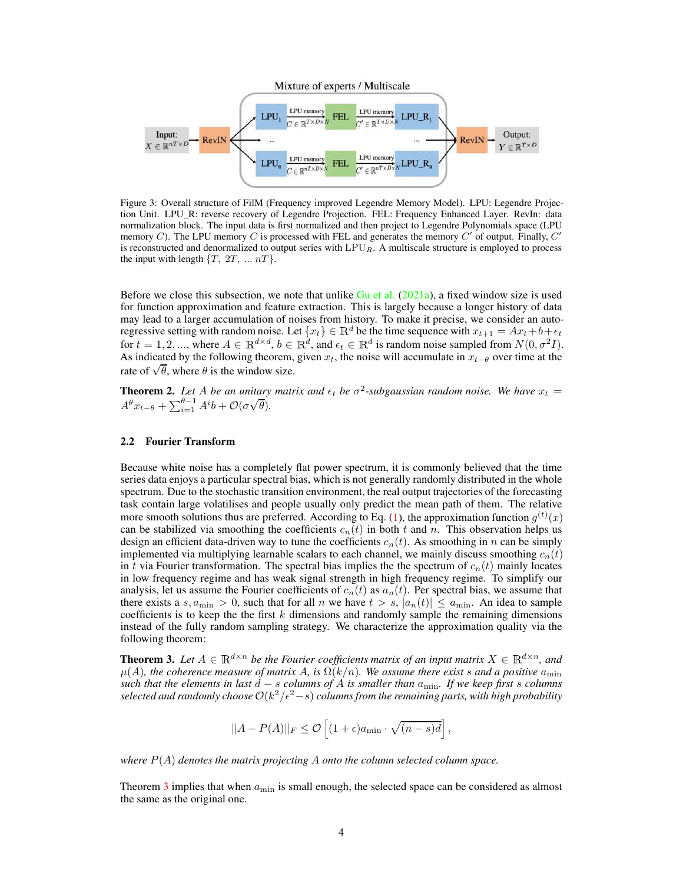Figure 3: Overall structure of FilM (Frequency improved Legendre Memory Model). LPU: Legendre Projection Unit. LPU_R: reverse recovery of Legendre Projection. FEL: Frequency Enhanced Layer. RevIn: data normalization block. The input data is first normalized and then project to Legendre Polynomials space (LPU memory $C$). The LPU memory $C$ is processed with FEL and generates the memory $C'$ of output. Finally, $C'$ is reconstructed and denormalized to output series with $\text{LPU}_R$. A multiscale structure is employed to process the input with length $\{T,\ 2T,\ ...\ nT\}$.

Before we close this subsection, we note that unlike Gu et al. (2021a), a fixed window size is used for function approximation and feature extraction. This is largely because a longer history of data may lead to a larger accumulation of noises from history. To make it precise, we consider an auto-regressive setting with random noise. Let $\{x_t\} \in \mathbb{R}^d$ be the time sequence with $x_{t+1} = Ax_t + b + \epsilon_t$ for $t = 1, 2, ...,$ where $A \in \mathbb{R}^{d\times d}$, $b \in \mathbb{R}^d$, and $\epsilon_t \in \mathbb{R}^d$ is random noise sampled from $N(0, \sigma^2 I)$. As indicated by the following theorem, given $x_t$, the noise will accumulate in $x_{t-\theta}$ over time at the rate of $\sqrt{\theta}$, where $\theta$ is the window size.

**Theorem 2.** *Let $A$ be an unitary matrix and $\epsilon_t$ be $\sigma^2$-subgaussian random noise. We have $x_t = A^\theta x_{t-\theta} + \sum_{i=1}^{\theta-1} A^i b + \mathcal{O}(\sigma\sqrt{\theta})$.*

### 2.2 Fourier Transform

Because white noise has a completely flat power spectrum, it is commonly believed that the time series data enjoys a particular spectral bias, which is not generally randomly distributed in the whole spectrum. Due to the stochastic transition environment, the real output trajectories of the forecasting task contain large volatilises and people usually only predict the mean path of them. The relative more smooth solutions thus are preferred. According to Eq. (1), the approximation function $g^{(t)}(x)$ can be stabilized via smoothing the coefficients $c_n(t)$ in both $t$ and $n$. This observation helps us design an efficient data-driven way to tune the coefficients $c_n(t)$. As smoothing in $n$ can be simply implemented via multiplying learnable scalars to each channel, we mainly discuss smoothing $c_n(t)$ in $t$ via Fourier transformation. The spectral bias implies the the spectrum of $c_n(t)$ mainly locates in low frequency regime and has weak signal strength in high frequency regime. To simplify our analysis, let us assume the Fourier coefficients of $c_n(t)$ as $a_n(t)$. Per spectral bias, we assume that there exists a $s, a_{\min} > 0$, such that for all $n$ we have $t > s$, $|a_n(t)| \le a_{\min}$. An idea to sample coefficients is to keep the the first $k$ dimensions and randomly sample the remaining dimensions instead of the fully random sampling strategy. We characterize the approximation quality via the following theorem:

**Theorem 3.** *Let $A \in \mathbb{R}^{d\times n}$ be the Fourier coefficients matrix of an input matrix $X \in \mathbb{R}^{d\times n}$, and $\mu(A)$, the coherence measure of matrix $A$, is $\Omega(k/n)$. We assume there exist $s$ and a positive $a_{\min}$ such that the elements in last $d - s$ columns of $A$ is smaller than $a_{\min}$. If we keep first $s$ columns selected and randomly choose $\mathcal{O}(k^2/\epsilon^2 - s)$ columns from the remaining parts, with high probability*

$$\|A - P(A)\|_F \le \mathcal{O}\left[(1+\epsilon)a_{\min} \cdot \sqrt{(n-s)d}\right],$$

*where $P(A)$ denotes the matrix projecting $A$ onto the column selected column space.*

Theorem 3 implies that when $a_{\min}$ is small enough, the selected space can be considered as almost the same as the original one.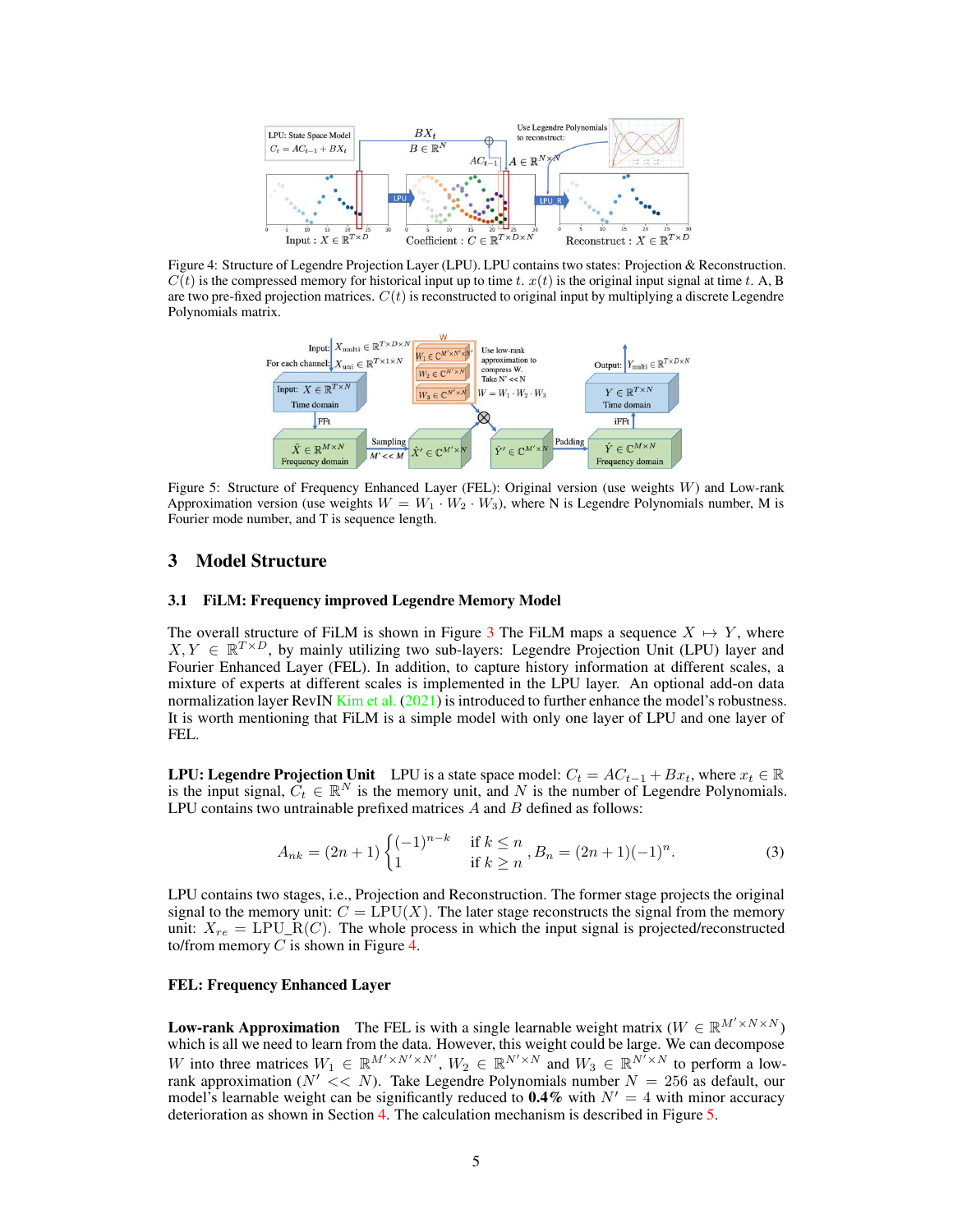Figure 4: Structure of Legendre Projection Layer (LPU). LPU contains two states: Projection & Reconstruction. $C(t)$ is the compressed memory for historical input up to time $t$. $x(t)$ is the original input signal at time $t$. A, B are two pre-fixed projection matrices. $C(t)$ is reconstructed to original input by multiplying a discrete Legendre Polynomials matrix.

Figure 5: Structure of Frequency Enhanced Layer (FEL): Original version (use weights $W$) and Low-rank Approximation version (use weights $W = W_1 \cdot W_2 \cdot W_3$), where N is Legendre Polynomials number, M is Fourier mode number, and T is sequence length.

## 3 Model Structure

### 3.1 FiLM: Frequency improved Legendre Memory Model

The overall structure of FiLM is shown in Figure 3 The FiLM maps a sequence $X \mapsto Y$, where $X, Y \in \mathbb{R}^{T \times D}$, by mainly utilizing two sub-layers: Legendre Projection Unit (LPU) layer and Fourier Enhanced Layer (FEL). In addition, to capture history information at different scales, a mixture of experts at different scales is implemented in the LPU layer. An optional add-on data normalization layer RevIN Kim et al. (2021) is introduced to further enhance the model's robustness. It is worth mentioning that FiLM is a simple model with only one layer of LPU and one layer of FEL.

**LPU: Legendre Projection Unit** LPU is a state space model: $C_t = AC_{t-1} + Bx_t$, where $x_t \in \mathbb{R}$ is the input signal, $C_t \in \mathbb{R}^N$ is the memory unit, and $N$ is the number of Legendre Polynomials. LPU contains two untrainable prefixed matrices $A$ and $B$ defined as follows:

$$A_{nk} = (2n+1) \begin{cases} (-1)^{n-k} & \text{if } k \leq n \\ 1 & \text{if } k \geq n \end{cases}, B_n = (2n+1)(-1)^n. \tag{3}$$

LPU contains two stages, i.e., Projection and Reconstruction. The former stage projects the original signal to the memory unit: $C = \text{LPU}(X)$. The later stage reconstructs the signal from the memory unit: $X_{re} = \text{LPU\_R}(C)$. The whole process in which the input signal is projected/reconstructed to/from memory $C$ is shown in Figure 4.

**FEL: Frequency Enhanced Layer**

**Low-rank Approximation** The FEL is with a single learnable weight matrix ($W \in \mathbb{R}^{M' \times N \times N}$) which is all we need to learn from the data. However, this weight could be large. We can decompose $W$ into three matrices $W_1 \in \mathbb{R}^{M' \times N' \times N'}$, $W_2 \in \mathbb{R}^{N' \times N}$ and $W_3 \in \mathbb{R}^{N' \times N}$ to perform a low-rank approximation ($N' << N$). Take Legendre Polynomials number $N = 256$ as default, our model's learnable weight can be significantly reduced to **0.4%** with $N' = 4$ with minor accuracy deterioration as shown in Section 4. The calculation mechanism is described in Figure 5.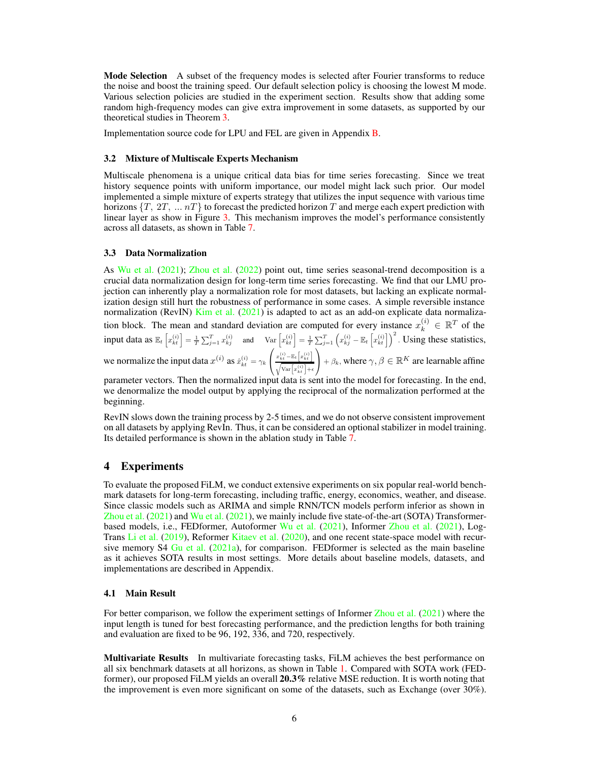**Mode Selection** A subset of the frequency modes is selected after Fourier transforms to reduce the noise and boost the training speed. Our default selection policy is choosing the lowest M mode. Various selection policies are studied in the experiment section. Results show that adding some random high-frequency modes can give extra improvement in some datasets, as supported by our theoretical studies in Theorem 3.

Implementation source code for LPU and FEL are given in Appendix B.

### 3.2 Mixture of Multiscale Experts Mechanism

Multiscale phenomena is a unique critical data bias for time series forecasting. Since we treat history sequence points with uniform importance, our model might lack such prior. Our model implemented a simple mixture of experts strategy that utilizes the input sequence with various time horizons $\{T, 2T, \ldots nT\}$ to forecast the predicted horizon $T$ and merge each expert prediction with linear layer as show in Figure 3. This mechanism improves the model's performance consistently across all datasets, as shown in Table 7.

### 3.3 Data Normalization

As Wu et al. (2021); Zhou et al. (2022) point out, time series seasonal-trend decomposition is a crucial data normalization design for long-term time series forecasting. We find that our LMU projection can inherently play a normalization role for most datasets, but lacking an explicate normalization design still hurt the robustness of performance in some cases. A simple reversible instance normalization (RevIN) Kim et al. (2021) is adapted to act as an add-on explicate data normalization block. The mean and standard deviation are computed for every instance $x_k^{(i)} \in \mathbb{R}^T$ of the input data as $\mathbb{E}_t\left[x_{kt}^{(i)}\right] = \frac{1}{T}\sum_{j=1}^{T} x_{kj}^{(i)}$ and $\mathrm{Var}\left[x_{kt}^{(i)}\right] = \frac{1}{T}\sum_{j=1}^{T}\left(x_{kj}^{(i)} - \mathbb{E}_t\left[x_{kt}^{(i)}\right]\right)^2$. Using these statistics, we normalize the input data $x^{(i)}$ as $\hat{x}_{kt}^{(i)} = \gamma_k \left(\frac{x_{kt}^{(i)} - \mathbb{E}_t\left[x_{kt}^{(i)}\right]}{\sqrt{\mathrm{Var}\left[x_{kt}^{(i)}\right] + \epsilon}}\right) + \beta_k$, where $\gamma, \beta \in \mathbb{R}^K$ are learnable affine parameter vectors. Then the normalized input data is sent into the model for forecasting. In the end, we denormalize the model output by applying the reciprocal of the normalization performed at the beginning.

RevIN slows down the training process by 2-5 times, and we do not observe consistent improvement on all datasets by applying RevIn. Thus, it can be considered an optional stabilizer in model training. Its detailed performance is shown in the ablation study in Table 7.

## 4 Experiments

To evaluate the proposed FiLM, we conduct extensive experiments on six popular real-world benchmark datasets for long-term forecasting, including traffic, energy, economics, weather, and disease. Since classic models such as ARIMA and simple RNN/TCN models perform inferior as shown in Zhou et al. (2021) and Wu et al. (2021), we mainly include five state-of-the-art (SOTA) Transformer-based models, i.e., FEDformer, Autoformer Wu et al. (2021), Informer Zhou et al. (2021), LogTrans Li et al. (2019), Reformer Kitaev et al. (2020), and one recent state-space model with recursive memory S4 Gu et al. (2021a), for comparison. FEDformer is selected as the main baseline as it achieves SOTA results in most settings. More details about baseline models, datasets, and implementations are described in Appendix.

### 4.1 Main Result

For better comparison, we follow the experiment settings of Informer Zhou et al. (2021) where the input length is tuned for best forecasting performance, and the prediction lengths for both training and evaluation are fixed to be 96, 192, 336, and 720, respectively.

**Multivariate Results** In multivariate forecasting tasks, FiLM achieves the best performance on all six benchmark datasets at all horizons, as shown in Table 1. Compared with SOTA work (FEDformer), our proposed FiLM yields an overall **20.3%** relative MSE reduction. It is worth noting that the improvement is even more significant on some of the datasets, such as Exchange (over 30%).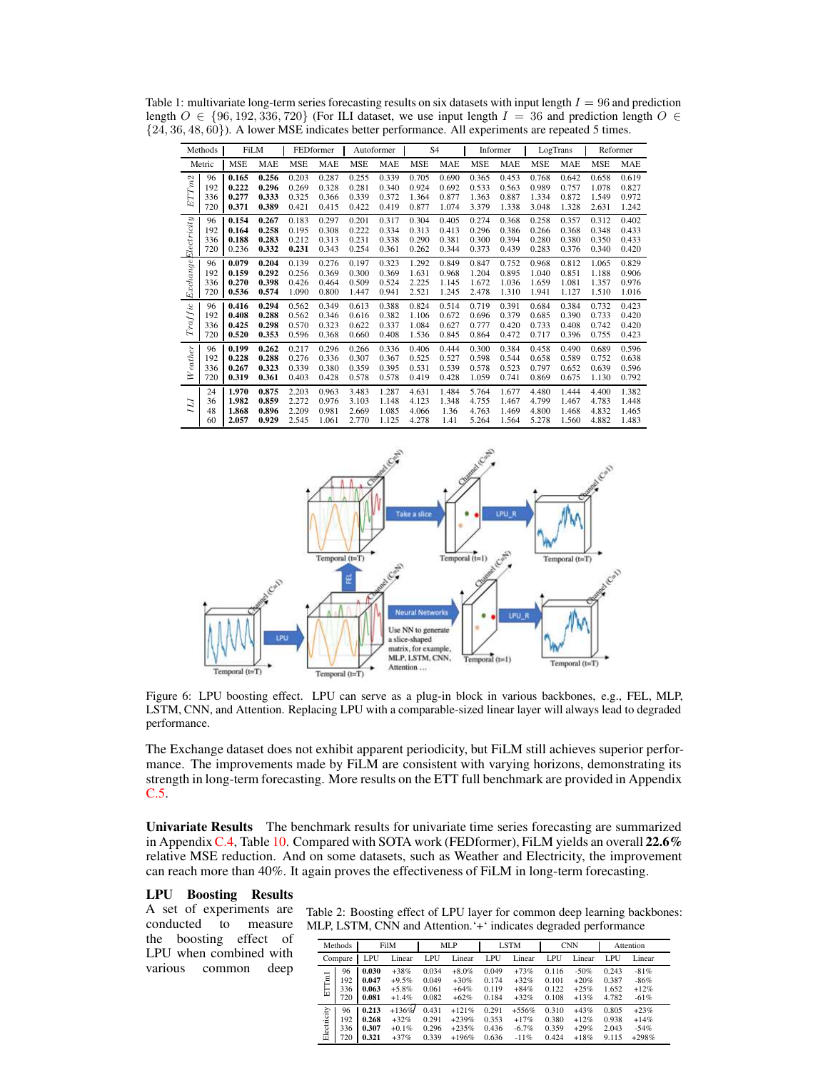Table 1: multivariate long-term series forecasting results on six datasets with input length $I = 96$ and prediction length $O \in \{96, 192, 336, 720\}$ (For ILI dataset, we use input length $I = 36$ and prediction length $O \in \{24, 36, 48, 60\}$). A lower MSE indicates better performance. All experiments are repeated 5 times.

| Methods | | FiLM | | FEDformer | | Autoformer | | S4 | | Informer | | LogTrans | | Reformer | |
|---|---|---|---|---|---|---|---|---|---|---|---|---|---|---|---|
| Metric | | MSE | MAE | MSE | MAE | MSE | MAE | MSE | MAE | MSE | MAE | MSE | MAE | MSE | MAE |
| *ETTm2* | 96 | **0.165** | **0.256** | 0.203 | 0.287 | 0.255 | 0.339 | 0.705 | 0.690 | 0.365 | 0.453 | 0.768 | 0.642 | 0.658 | 0.619 |
| | 192 | **0.222** | **0.296** | 0.269 | 0.328 | 0.281 | 0.340 | 0.924 | 0.692 | 0.533 | 0.563 | 0.989 | 0.757 | 1.078 | 0.827 |
| | 336 | **0.277** | **0.333** | 0.325 | 0.366 | 0.339 | 0.372 | 1.364 | 0.877 | 1.363 | 0.887 | 1.334 | 0.872 | 1.549 | 0.972 |
| | 720 | **0.371** | **0.389** | 0.421 | 0.415 | 0.422 | 0.419 | 0.877 | 1.074 | 3.379 | 1.338 | 3.048 | 1.328 | 2.631 | 1.242 |
| *Electricity* | 96 | **0.154** | **0.267** | 0.183 | 0.297 | 0.201 | 0.317 | 0.304 | 0.405 | 0.274 | 0.368 | 0.258 | 0.357 | 0.312 | 0.402 |
| | 192 | **0.164** | **0.258** | 0.195 | 0.308 | 0.222 | 0.334 | 0.313 | 0.413 | 0.296 | 0.386 | 0.266 | 0.368 | 0.348 | 0.433 |
| | 336 | **0.188** | **0.283** | 0.212 | 0.313 | 0.231 | 0.338 | 0.290 | 0.381 | 0.300 | 0.394 | 0.280 | 0.380 | 0.350 | 0.433 |
| | 720 | 0.236 | **0.332** | **0.231** | 0.343 | 0.254 | 0.361 | 0.262 | 0.344 | 0.373 | 0.439 | 0.283 | 0.376 | 0.340 | 0.420 |
| *Exchange* | 96 | **0.079** | **0.204** | 0.139 | 0.276 | 0.197 | 0.323 | 1.292 | 0.849 | 0.847 | 0.752 | 0.968 | 0.812 | 1.065 | 0.829 |
| | 192 | **0.159** | **0.292** | 0.256 | 0.369 | 0.300 | 0.369 | 1.631 | 0.968 | 1.204 | 0.895 | 1.040 | 0.851 | 1.188 | 0.906 |
| | 336 | **0.270** | **0.398** | 0.426 | 0.464 | 0.509 | 0.524 | 2.225 | 1.145 | 1.672 | 1.036 | 1.659 | 1.081 | 1.357 | 0.976 |
| | 720 | **0.536** | **0.574** | 1.090 | 0.800 | 1.447 | 0.941 | 2.521 | 1.245 | 2.478 | 1.310 | 1.941 | 1.127 | 1.510 | 1.016 |
| *Traffic* | 96 | **0.416** | **0.294** | 0.562 | 0.349 | 0.613 | 0.388 | 0.824 | 0.514 | 0.719 | 0.391 | 0.684 | 0.384 | 0.732 | 0.423 |
| | 192 | **0.408** | **0.288** | 0.562 | 0.346 | 0.616 | 0.382 | 1.106 | 0.672 | 0.696 | 0.379 | 0.685 | 0.390 | 0.733 | 0.420 |
| | 336 | **0.425** | **0.298** | 0.570 | 0.323 | 0.622 | 0.337 | 1.084 | 0.627 | 0.777 | 0.420 | 0.733 | 0.408 | 0.742 | 0.420 |
| | 720 | **0.520** | **0.353** | 0.596 | 0.368 | 0.660 | 0.408 | 1.536 | 0.845 | 0.864 | 0.472 | 0.717 | 0.396 | 0.755 | 0.423 |
| *Weather* | 96 | **0.199** | **0.262** | 0.217 | 0.296 | 0.266 | 0.336 | 0.406 | 0.444 | 0.300 | 0.384 | 0.458 | 0.490 | 0.689 | 0.596 |
| | 192 | **0.228** | **0.288** | 0.276 | 0.336 | 0.307 | 0.367 | 0.525 | 0.527 | 0.598 | 0.544 | 0.658 | 0.589 | 0.752 | 0.638 |
| | 336 | **0.267** | **0.323** | 0.339 | 0.380 | 0.359 | 0.395 | 0.531 | 0.539 | 0.578 | 0.523 | 0.797 | 0.652 | 0.639 | 0.596 |
| | 720 | **0.319** | **0.361** | 0.403 | 0.428 | 0.578 | 0.578 | 0.419 | 0.428 | 1.059 | 0.741 | 0.869 | 0.675 | 1.130 | 0.792 |
| *ILI* | 24 | **1.970** | **0.875** | 2.203 | 0.963 | 3.483 | 1.287 | 4.631 | 1.484 | 5.764 | 1.677 | 4.480 | 1.444 | 4.400 | 1.382 |
| | 36 | **1.982** | **0.859** | 2.272 | 0.976 | 3.103 | 1.148 | 4.123 | 1.348 | 4.755 | 1.467 | 4.799 | 1.467 | 4.783 | 1.448 |
| | 48 | **1.868** | **0.896** | 2.209 | 0.981 | 2.669 | 1.085 | 4.066 | 1.36 | 4.763 | 1.469 | 4.800 | 1.468 | 4.832 | 1.465 |
| | 60 | **2.057** | **0.929** | 2.545 | 1.061 | 2.770 | 1.125 | 4.278 | 1.41 | 5.264 | 1.564 | 5.278 | 1.560 | 4.882 | 1.483 |

Figure 6: LPU boosting effect. LPU can serve as a plug-in block in various backbones, e.g., FEL, MLP, LSTM, CNN, and Attention. Replacing LPU with a comparable-sized linear layer will always lead to degraded performance.

The Exchange dataset does not exhibit apparent periodicity, but FiLM still achieves superior performance. The improvements made by FiLM are consistent with varying horizons, demonstrating its strength in long-term forecasting. More results on the ETT full benchmark are provided in Appendix C.5.

**Univariate Results** The benchmark results for univariate time series forecasting are summarized in Appendix C.4, Table 10. Compared with SOTA work (FEDformer), FiLM yields an overall **22.6%** relative MSE reduction. And on some datasets, such as Weather and Electricity, the improvement can reach more than 40%. It again proves the effectiveness of FiLM in long-term forecasting.

**LPU Boosting Results** A set of experiments are conducted to measure the boosting effect of LPU when combined with various common deep

Table 2: Boosting effect of LPU layer for common deep learning backbones: MLP, LSTM, CNN and Attention.'+' indicates degraded performance

| Methods | | FiLM | | MLP | | LSTM | | CNN | | Attention | |
|---|---|---|---|---|---|---|---|---|---|---|---|
| Compare | | LPU | Linear | LPU | Linear | LPU | Linear | LPU | Linear | LPU | Linear |
| ETTm1 | 96 | **0.030** | +38% | 0.034 | +8.0% | 0.049 | +73% | 0.116 | -50% | 0.243 | -81% |
| | 192 | **0.047** | +9.5% | 0.049 | +30% | 0.174 | +32% | 0.101 | +20% | 0.387 | -86% |
| | 336 | **0.063** | +5.8% | 0.061 | +64% | 0.119 | +84% | 0.122 | +25% | 1.652 | +12% |
| | 720 | **0.081** | +1.4% | 0.082 | +62% | 0.184 | +32% | 0.108 | +13% | 4.782 | -61% |
| Electricity | 96 | **0.213** | +136% | 0.431 | +121% | 0.291 | +556% | 0.310 | +43% | 0.805 | +23% |
| | 192 | **0.268** | +32% | 0.291 | +239% | 0.353 | +17% | 0.380 | +12% | 0.938 | +14% |
| | 336 | **0.307** | +0.1% | 0.296 | +235% | 0.436 | -6.7% | 0.359 | +29% | 2.043 | -54% |
| | 720 | **0.321** | +37% | 0.339 | +196% | 0.636 | -11% | 0.424 | +18% | 9.115 | +298% |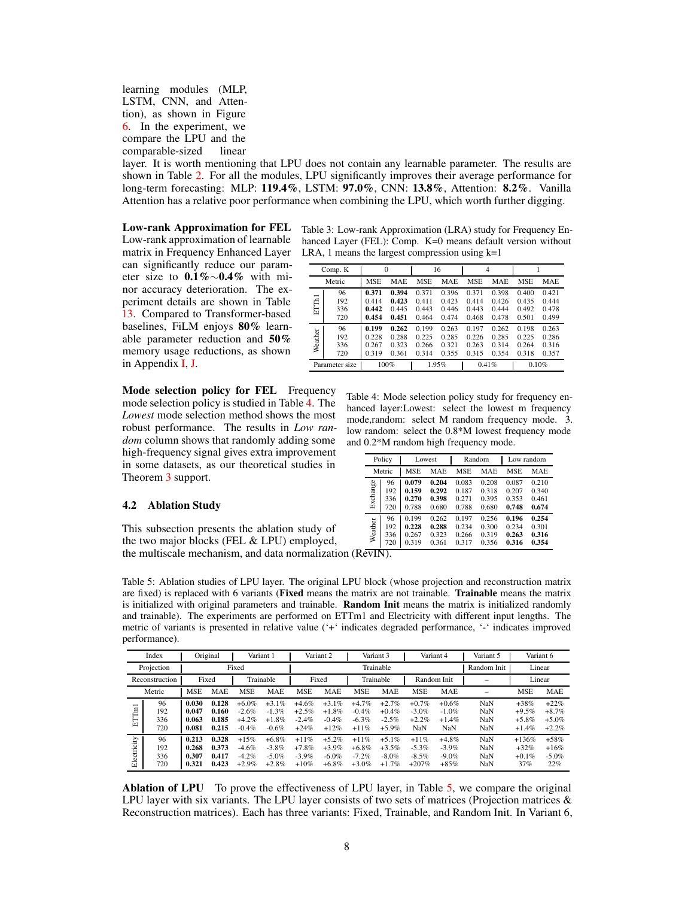learning modules (MLP, LSTM, CNN, and Attention), as shown in Figure 6. In the experiment, we compare the LPU and the comparable-sized linear layer. It is worth mentioning that LPU does not contain any learnable parameter. The results are shown in Table 2. For all the modules, LPU significantly improves their average performance for long-term forecasting: MLP: **119.4%**, LSTM: **97.0%**, CNN: **13.8%**, Attention: **8.2%**. Vanilla Attention has a relative poor performance when combining the LPU, which worth further digging.

**Low-rank Approximation for FEL** Low-rank approximation of learnable matrix in Frequency Enhanced Layer can significantly reduce our parameter size to **0.1%**$\sim$**0.4%** with minor accuracy deterioration. The experiment details are shown in Table 13. Compared to Transformer-based baselines, FiLM enjoys **80%** learnable parameter reduction and **50%** memory usage reductions, as shown in Appendix I, J.

Table 3: Low-rank Approximation (LRA) study for Frequency Enhanced Layer (FEL): Comp. K=0 means default version without LRA, 1 means the largest compression using k=1

| Comp. K | | 0 | | 16 | | 4 | | 1 | |
|---|---|---|---|---|---|---|---|---|---|
| Metric | | MSE | MAE | MSE | MAE | MSE | MAE | MSE | MAE |
| ETTh1 | 96 | **0.371** | **0.394** | 0.371 | 0.396 | 0.371 | 0.398 | 0.400 | 0.421 |
| | 192 | 0.414 | **0.423** | 0.411 | 0.423 | 0.414 | 0.426 | 0.435 | 0.444 |
| | 336 | **0.442** | **0.445** | 0.443 | 0.446 | 0.443 | 0.444 | 0.492 | 0.478 |
| | 720 | **0.454** | **0.451** | 0.464 | 0.474 | 0.468 | 0.478 | 0.501 | 0.499 |
| Weather | 96 | **0.199** | **0.262** | 0.199 | 0.263 | 0.197 | 0.262 | 0.198 | 0.263 |
| | 192 | 0.228 | 0.288 | 0.225 | 0.285 | 0.226 | 0.285 | 0.225 | 0.286 |
| | 336 | 0.267 | 0.323 | 0.266 | 0.321 | 0.263 | 0.314 | 0.264 | 0.316 |
| | 720 | 0.319 | 0.361 | 0.314 | 0.355 | 0.315 | 0.354 | 0.318 | 0.357 |
| Parameter size | | 100% | | 1.95% | | 0.41% | | 0.10% | |

**Mode selection policy for FEL** Frequency mode selection policy is studied in Table 4. The *Lowest* mode selection method shows the most robust performance. The results in *Low random* column shows that randomly adding some high-frequency signal gives extra improvement in some datasets, as our theoretical studies in Theorem 3 support.

Table 4: Mode selection policy study for frequency enhanced layer:Lowest: select the lowest m frequency mode,random: select M random frequency mode. 3. low random: select the 0.8*M lowest frequency mode and 0.2*M random high frequency mode.

| Policy | | Lowest | | Random | | Low random | |
|---|---|---|---|---|---|---|---|
| Metric | | MSE | MAE | MSE | MAE | MSE | MAE |
| Exchange | 96 | **0.079** | **0.204** | 0.083 | 0.208 | 0.087 | 0.210 |
| | 192 | **0.159** | **0.292** | 0.187 | 0.318 | 0.207 | 0.340 |
| | 336 | **0.270** | **0.398** | 0.271 | 0.395 | 0.353 | 0.461 |
| | 720 | 0.788 | 0.680 | 0.788 | 0.680 | **0.748** | **0.674** |
| Weather | 96 | 0.199 | 0.262 | 0.197 | 0.256 | **0.196** | **0.254** |
| | 192 | **0.228** | **0.288** | 0.234 | 0.300 | 0.234 | 0.301 |
| | 336 | 0.267 | 0.323 | 0.266 | 0.319 | **0.263** | **0.316** |
| | 720 | 0.319 | 0.361 | 0.317 | 0.356 | **0.316** | **0.354** |

## 4.2 Ablation Study

This subsection presents the ablation study of the two major blocks (FEL & LPU) employed, the multiscale mechanism, and data normalization (RevIN).

Table 5: Ablation studies of LPU layer. The original LPU block (whose projection and reconstruction matrix are fixed) is replaced with 6 variants (**Fixed** means the matrix are not trainable. **Trainable** means the matrix is initialized with original parameters and trainable. **Random Init** means the matrix is initialized randomly and trainable). The experiments are performed on ETTm1 and Electricity with different input lengths. The metric of variants is presented in relative value ('+' indicates degraded performance, '-' indicates improved performance).

| Index | | Original | | Variant 1 | | Variant 2 | | Variant 3 | | Variant 4 | | Variant 5 | Variant 6 | |
|---|---|---|---|---|---|---|---|---|---|---|---|---|---|---|
| Projection | | Fixed | | | | Trainable | | | | | | Random Init | Linear | |
| Reconstruction | | Fixed | | Trainable | | Fixed | | Trainable | | Random Init | | – | Linear | |
| Metric | | MSE | MAE | MSE | MAE | MSE | MAE | MSE | MAE | MSE | MAE | – | MSE | MAE |
| ETTm1 | 96 | **0.030** | **0.128** | +6.0% | +3.1% | +4.6% | +3.1% | +4.7% | +2.7% | +0.7% | +0.6% | NaN | +38% | +22% |
| | 192 | **0.047** | **0.160** | -2.6% | -1.3% | +2.5% | +1.8% | -0.4% | +0.4% | -3.0% | -1.0% | NaN | +9.5% | +8.7% |
| | 336 | **0.063** | **0.185** | +4.2% | +1.8% | -2.4% | -0.4% | -6.3% | -2.5% | +2.2% | +1.4% | NaN | +5.8% | +5.0% |
| | 720 | **0.081** | **0.215** | -0.4% | -0.6% | +24% | +12% | +11% | +5.9% | NaN | NaN | NaN | +1.4% | +2.2% |
| Electricity | 96 | **0.213** | **0.328** | +15% | +6.8% | +11% | +5.2% | +11% | +5.1% | +11% | +4.8% | NaN | +136% | +58% |
| | 192 | **0.268** | **0.373** | -4.6% | -3.8% | +7.8% | +3.9% | +6.8% | +3.5% | -5.3% | -3.9% | NaN | +32% | +16% |
| | 336 | **0.307** | **0.417** | -4.2% | -5.0% | -3.9% | -6.0% | -7.2% | -8.0% | -8.5% | -9.0% | NaN | +0.1% | -5.0% |
| | 720 | **0.321** | **0.423** | +2.9% | +2.8% | +10% | +6.8% | +3.0% | +1.7% | +207% | +85% | NaN | 37% | 22% |

**Ablation of LPU** To prove the effectiveness of LPU layer, in Table 5, we compare the original LPU layer with six variants. The LPU layer consists of two sets of matrices (Projection matrices & Reconstruction matrices). Each has three variants: Fixed, Trainable, and Random Init. In Variant 6,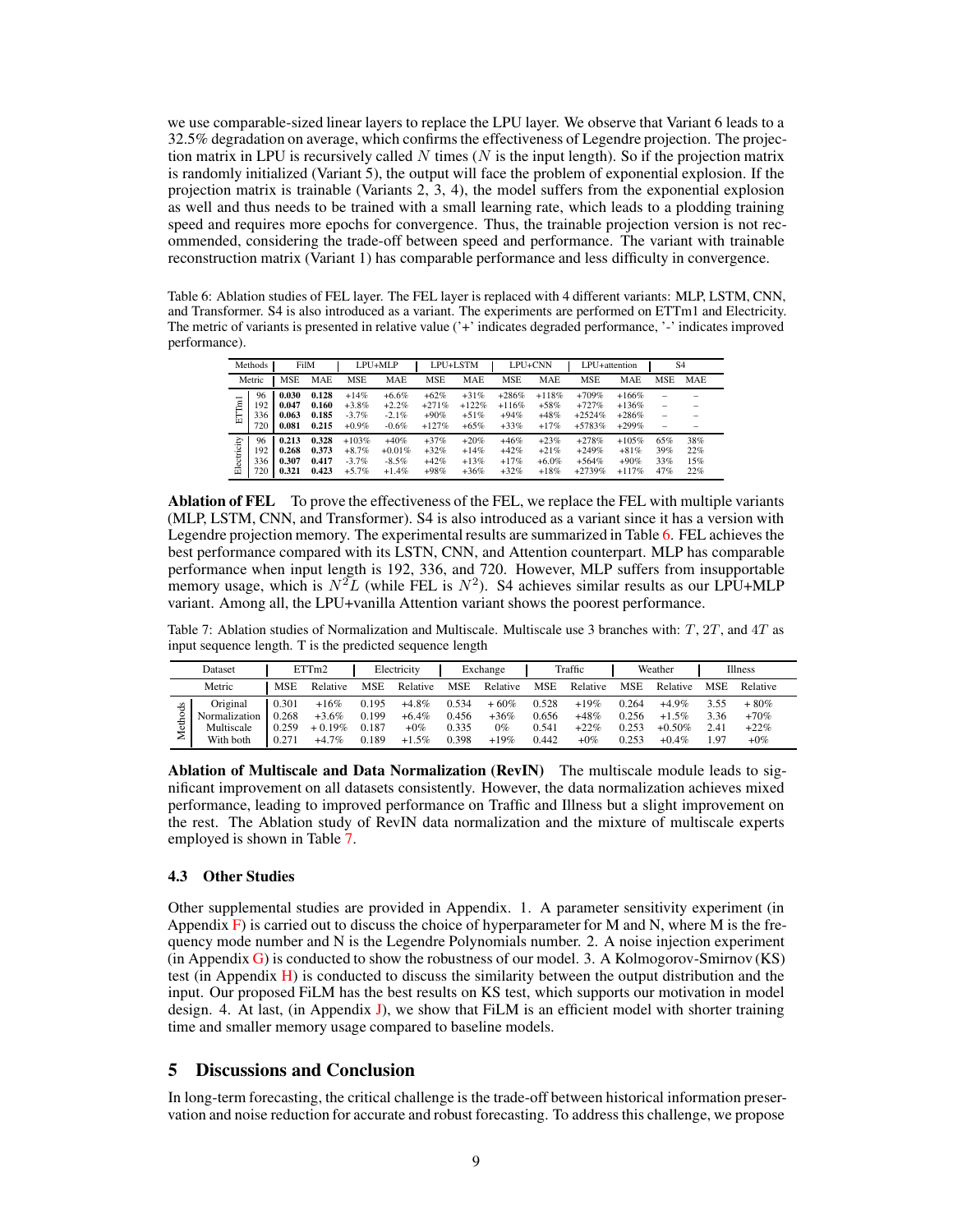we use comparable-sized linear layers to replace the LPU layer. We observe that Variant 6 leads to a 32.5% degradation on average, which confirms the effectiveness of Legendre projection. The projection matrix in LPU is recursively called $N$ times ($N$ is the input length). So if the projection matrix is randomly initialized (Variant 5), the output will face the problem of exponential explosion. If the projection matrix is trainable (Variants 2, 3, 4), the model suffers from the exponential explosion as well and thus needs to be trained with a small learning rate, which leads to a plodding training speed and requires more epochs for convergence. Thus, the trainable projection version is not recommended, considering the trade-off between speed and performance. The variant with trainable reconstruction matrix (Variant 1) has comparable performance and less difficulty in convergence.

Table 6: Ablation studies of FEL layer. The FEL layer is replaced with 4 different variants: MLP, LSTM, CNN, and Transformer. S4 is also introduced as a variant. The experiments are performed on ETTm1 and Electricity. The metric of variants is presented in relative value ('+' indicates degraded performance, '-' indicates improved performance).

| Methods | | FilM | | LPU+MLP | | LPU+LSTM | | LPU+CNN | | LPU+attention | | S4 | |
|---|---|---|---|---|---|---|---|---|---|---|---|---|---|
| Metric | | MSE | MAE | MSE | MAE | MSE | MAE | MSE | MAE | MSE | MAE | MSE | MAE |
| ETTm1 | 96 | **0.030** | **0.128** | +14% | +6.6% | +62% | +31% | +286% | +118% | +709% | +166% | – | – |
| | 192 | **0.047** | **0.160** | +3.8% | +2.2% | +271% | +122% | +116% | +58% | +727% | +136% | – | – |
| | 336 | **0.063** | **0.185** | -3.7% | -2.1% | +90% | +51% | +94% | +48% | +2524% | +286% | – | – |
| | 720 | **0.081** | **0.215** | +0.9% | -0.6% | +127% | +65% | +33% | +17% | +5783% | +299% | – | – |
| Electricity | 96 | **0.213** | **0.328** | +103% | +40% | +37% | +20% | +46% | +23% | +278% | +105% | 65% | 38% |
| | 192 | **0.268** | **0.373** | +8.7% | +0.01% | +32% | +14% | +42% | +21% | +249% | +81% | 39% | 22% |
| | 336 | **0.307** | **0.417** | -3.7% | -8.5% | +42% | +13% | +17% | +6.0% | +564% | +90% | 33% | 15% |
| | 720 | **0.321** | **0.423** | +5.7% | +1.4% | +98% | +36% | +32% | +18% | +2739% | +117% | 47% | 22% |

**Ablation of FEL** To prove the effectiveness of the FEL, we replace the FEL with multiple variants (MLP, LSTM, CNN, and Transformer). S4 is also introduced as a variant since it has a version with Legendre projection memory. The experimental results are summarized in Table 6. FEL achieves the best performance compared with its LSTN, CNN, and Attention counterpart. MLP has comparable performance when input length is 192, 336, and 720. However, MLP suffers from insupportable memory usage, which is $N^2L$ (while FEL is $N^2$). S4 achieves similar results as our LPU+MLP variant. Among all, the LPU+vanilla Attention variant shows the poorest performance.

Table 7: Ablation studies of Normalization and Multiscale. Multiscale use 3 branches with: $T$, $2T$, and $4T$ as input sequence length. T is the predicted sequence length

| Dataset | | ETTm2 | | Electricity | | Exchange | | Traffic | | Weather | | Illness | |
|---|---|---|---|---|---|---|---|---|---|---|---|---|---|
| Metric | | MSE | Relative | MSE | Relative | MSE | Relative | MSE | Relative | MSE | Relative | MSE | Relative |
| Methods | Original | 0.301 | +16% | 0.195 | +4.8% | 0.534 | + 60% | 0.528 | +19% | 0.264 | +4.9% | 3.55 | + 80% |
| | Normalization | 0.268 | +3.6% | 0.199 | +6.4% | 0.456 | +36% | 0.656 | +48% | 0.256 | +1.5% | 3.36 | +70% |
| | Multiscale | 0.259 | + 0.19% | 0.187 | +0% | 0.335 | 0% | 0.541 | +22% | 0.253 | +0.50% | 2.41 | +22% |
| | With both | 0.271 | +4.7% | 0.189 | +1.5% | 0.398 | +19% | 0.442 | +0% | 0.253 | +0.4% | 1.97 | +0% |

**Ablation of Multiscale and Data Normalization (RevIN)** The multiscale module leads to significant improvement on all datasets consistently. However, the data normalization achieves mixed performance, leading to improved performance on Traffic and Illness but a slight improvement on the rest. The Ablation study of RevIN data normalization and the mixture of multiscale experts employed is shown in Table 7.

### 4.3 Other Studies

Other supplemental studies are provided in Appendix. 1. A parameter sensitivity experiment (in Appendix F) is carried out to discuss the choice of hyperparameter for M and N, where M is the frequency mode number and N is the Legendre Polynomials number. 2. A noise injection experiment (in Appendix G) is conducted to show the robustness of our model. 3. A Kolmogorov-Smirnov (KS) test (in Appendix H) is conducted to discuss the similarity between the output distribution and the input. Our proposed FiLM has the best results on KS test, which supports our motivation in model design. 4. At last, (in Appendix J), we show that FiLM is an efficient model with shorter training time and smaller memory usage compared to baseline models.

## 5 Discussions and Conclusion

In long-term forecasting, the critical challenge is the trade-off between historical information preservation and noise reduction for accurate and robust forecasting. To address this challenge, we propose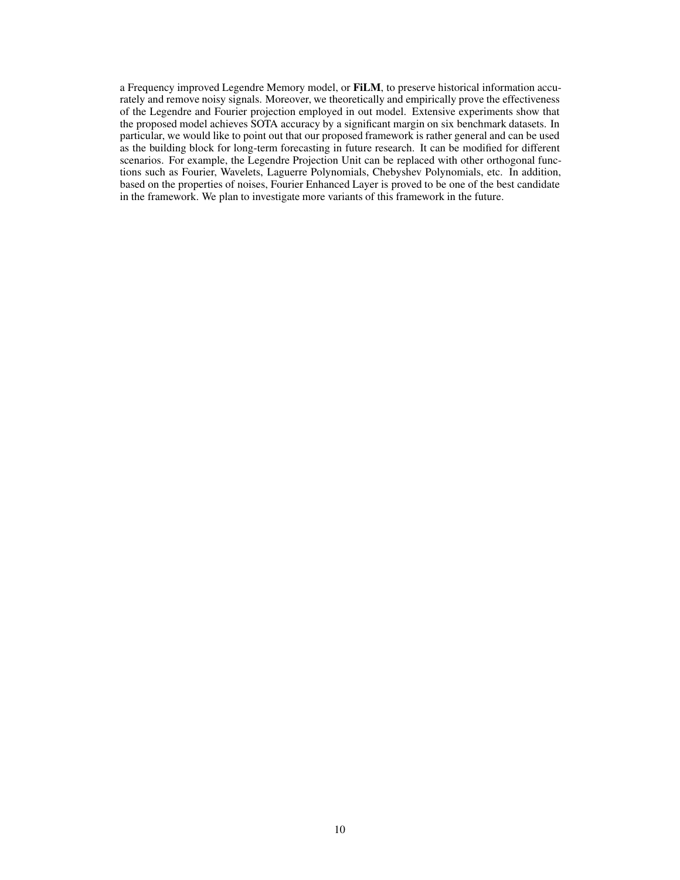a Frequency improved Legendre Memory model, or **FiLM**, to preserve historical information accurately and remove noisy signals. Moreover, we theoretically and empirically prove the effectiveness of the Legendre and Fourier projection employed in out model. Extensive experiments show that the proposed model achieves SOTA accuracy by a significant margin on six benchmark datasets. In particular, we would like to point out that our proposed framework is rather general and can be used as the building block for long-term forecasting in future research. It can be modified for different scenarios. For example, the Legendre Projection Unit can be replaced with other orthogonal functions such as Fourier, Wavelets, Laguerre Polynomials, Chebyshev Polynomials, etc. In addition, based on the properties of noises, Fourier Enhanced Layer is proved to be one of the best candidate in the framework. We plan to investigate more variants of this framework in the future.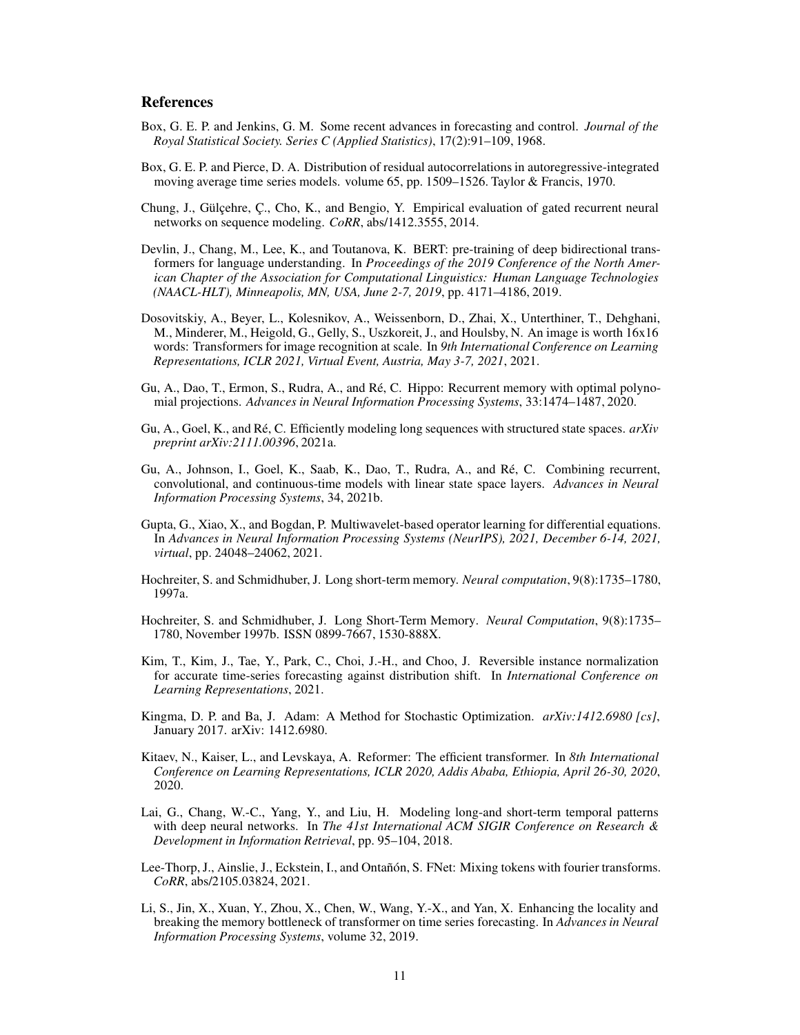## References

Box, G. E. P. and Jenkins, G. M. Some recent advances in forecasting and control. *Journal of the Royal Statistical Society. Series C (Applied Statistics)*, 17(2):91–109, 1968.

Box, G. E. P. and Pierce, D. A. Distribution of residual autocorrelations in autoregressive-integrated moving average time series models. volume 65, pp. 1509–1526. Taylor & Francis, 1970.

Chung, J., Gülçehre, Ç., Cho, K., and Bengio, Y. Empirical evaluation of gated recurrent neural networks on sequence modeling. *CoRR*, abs/1412.3555, 2014.

Devlin, J., Chang, M., Lee, K., and Toutanova, K. BERT: pre-training of deep bidirectional transformers for language understanding. In *Proceedings of the 2019 Conference of the North American Chapter of the Association for Computational Linguistics: Human Language Technologies (NAACL-HLT), Minneapolis, MN, USA, June 2-7, 2019*, pp. 4171–4186, 2019.

Dosovitskiy, A., Beyer, L., Kolesnikov, A., Weissenborn, D., Zhai, X., Unterthiner, T., Dehghani, M., Minderer, M., Heigold, G., Gelly, S., Uszkoreit, J., and Houlsby, N. An image is worth 16x16 words: Transformers for image recognition at scale. In *9th International Conference on Learning Representations, ICLR 2021, Virtual Event, Austria, May 3-7, 2021*, 2021.

Gu, A., Dao, T., Ermon, S., Rudra, A., and Ré, C. Hippo: Recurrent memory with optimal polynomial projections. *Advances in Neural Information Processing Systems*, 33:1474–1487, 2020.

Gu, A., Goel, K., and Ré, C. Efficiently modeling long sequences with structured state spaces. *arXiv preprint arXiv:2111.00396*, 2021a.

Gu, A., Johnson, I., Goel, K., Saab, K., Dao, T., Rudra, A., and Ré, C. Combining recurrent, convolutional, and continuous-time models with linear state space layers. *Advances in Neural Information Processing Systems*, 34, 2021b.

Gupta, G., Xiao, X., and Bogdan, P. Multiwavelet-based operator learning for differential equations. In *Advances in Neural Information Processing Systems (NeurIPS), 2021, December 6-14, 2021, virtual*, pp. 24048–24062, 2021.

Hochreiter, S. and Schmidhuber, J. Long short-term memory. *Neural computation*, 9(8):1735–1780, 1997a.

Hochreiter, S. and Schmidhuber, J. Long Short-Term Memory. *Neural Computation*, 9(8):1735–1780, November 1997b. ISSN 0899-7667, 1530-888X.

Kim, T., Kim, J., Tae, Y., Park, C., Choi, J.-H., and Choo, J. Reversible instance normalization for accurate time-series forecasting against distribution shift. In *International Conference on Learning Representations*, 2021.

Kingma, D. P. and Ba, J. Adam: A Method for Stochastic Optimization. *arXiv:1412.6980 [cs]*, January 2017. arXiv: 1412.6980.

Kitaev, N., Kaiser, L., and Levskaya, A. Reformer: The efficient transformer. In *8th International Conference on Learning Representations, ICLR 2020, Addis Ababa, Ethiopia, April 26-30, 2020*, 2020.

Lai, G., Chang, W.-C., Yang, Y., and Liu, H. Modeling long-and short-term temporal patterns with deep neural networks. In *The 41st International ACM SIGIR Conference on Research & Development in Information Retrieval*, pp. 95–104, 2018.

Lee-Thorp, J., Ainslie, J., Eckstein, I., and Ontañón, S. FNet: Mixing tokens with fourier transforms. *CoRR*, abs/2105.03824, 2021.

Li, S., Jin, X., Xuan, Y., Zhou, X., Chen, W., Wang, Y.-X., and Yan, X. Enhancing the locality and breaking the memory bottleneck of transformer on time series forecasting. In *Advances in Neural Information Processing Systems*, volume 32, 2019.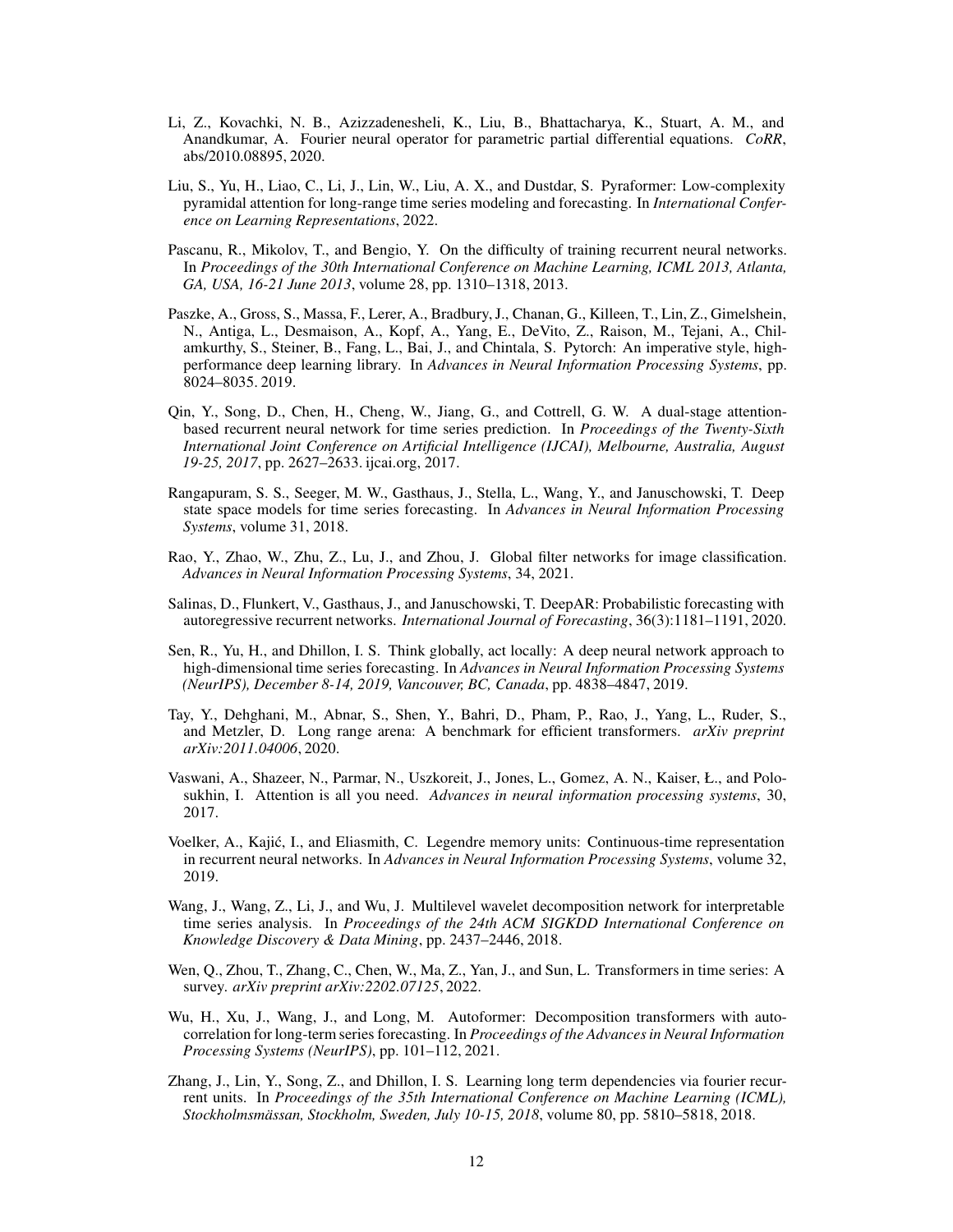Li, Z., Kovachki, N. B., Azizzadenesheli, K., Liu, B., Bhattacharya, K., Stuart, A. M., and Anandkumar, A. Fourier neural operator for parametric partial differential equations. *CoRR*, abs/2010.08895, 2020.

Liu, S., Yu, H., Liao, C., Li, J., Lin, W., Liu, A. X., and Dustdar, S. Pyraformer: Low-complexity pyramidal attention for long-range time series modeling and forecasting. In *International Conference on Learning Representations*, 2022.

Pascanu, R., Mikolov, T., and Bengio, Y. On the difficulty of training recurrent neural networks. In *Proceedings of the 30th International Conference on Machine Learning, ICML 2013, Atlanta, GA, USA, 16-21 June 2013*, volume 28, pp. 1310–1318, 2013.

Paszke, A., Gross, S., Massa, F., Lerer, A., Bradbury, J., Chanan, G., Killeen, T., Lin, Z., Gimelshein, N., Antiga, L., Desmaison, A., Kopf, A., Yang, E., DeVito, Z., Raison, M., Tejani, A., Chilamkurthy, S., Steiner, B., Fang, L., Bai, J., and Chintala, S. Pytorch: An imperative style, high-performance deep learning library. In *Advances in Neural Information Processing Systems*, pp. 8024–8035. 2019.

Qin, Y., Song, D., Chen, H., Cheng, W., Jiang, G., and Cottrell, G. W. A dual-stage attention-based recurrent neural network for time series prediction. In *Proceedings of the Twenty-Sixth International Joint Conference on Artificial Intelligence (IJCAI), Melbourne, Australia, August 19-25, 2017*, pp. 2627–2633. ijcai.org, 2017.

Rangapuram, S. S., Seeger, M. W., Gasthaus, J., Stella, L., Wang, Y., and Januschowski, T. Deep state space models for time series forecasting. In *Advances in Neural Information Processing Systems*, volume 31, 2018.

Rao, Y., Zhao, W., Zhu, Z., Lu, J., and Zhou, J. Global filter networks for image classification. *Advances in Neural Information Processing Systems*, 34, 2021.

Salinas, D., Flunkert, V., Gasthaus, J., and Januschowski, T. DeepAR: Probabilistic forecasting with autoregressive recurrent networks. *International Journal of Forecasting*, 36(3):1181–1191, 2020.

Sen, R., Yu, H., and Dhillon, I. S. Think globally, act locally: A deep neural network approach to high-dimensional time series forecasting. In *Advances in Neural Information Processing Systems (NeurIPS), December 8-14, 2019, Vancouver, BC, Canada*, pp. 4838–4847, 2019.

Tay, Y., Dehghani, M., Abnar, S., Shen, Y., Bahri, D., Pham, P., Rao, J., Yang, L., Ruder, S., and Metzler, D. Long range arena: A benchmark for efficient transformers. *arXiv preprint arXiv:2011.04006*, 2020.

Vaswani, A., Shazeer, N., Parmar, N., Uszkoreit, J., Jones, L., Gomez, A. N., Kaiser, Ł., and Polosukhin, I. Attention is all you need. *Advances in neural information processing systems*, 30, 2017.

Voelker, A., Kajić, I., and Eliasmith, C. Legendre memory units: Continuous-time representation in recurrent neural networks. In *Advances in Neural Information Processing Systems*, volume 32, 2019.

Wang, J., Wang, Z., Li, J., and Wu, J. Multilevel wavelet decomposition network for interpretable time series analysis. In *Proceedings of the 24th ACM SIGKDD International Conference on Knowledge Discovery & Data Mining*, pp. 2437–2446, 2018.

Wen, Q., Zhou, T., Zhang, C., Chen, W., Ma, Z., Yan, J., and Sun, L. Transformers in time series: A survey. *arXiv preprint arXiv:2202.07125*, 2022.

Wu, H., Xu, J., Wang, J., and Long, M. Autoformer: Decomposition transformers with auto-correlation for long-term series forecasting. In *Proceedings of the Advances in Neural Information Processing Systems (NeurIPS)*, pp. 101–112, 2021.

Zhang, J., Lin, Y., Song, Z., and Dhillon, I. S. Learning long term dependencies via fourier recurrent units. In *Proceedings of the 35th International Conference on Machine Learning (ICML), Stockholmsmässan, Stockholm, Sweden, July 10-15, 2018*, volume 80, pp. 5810–5818, 2018.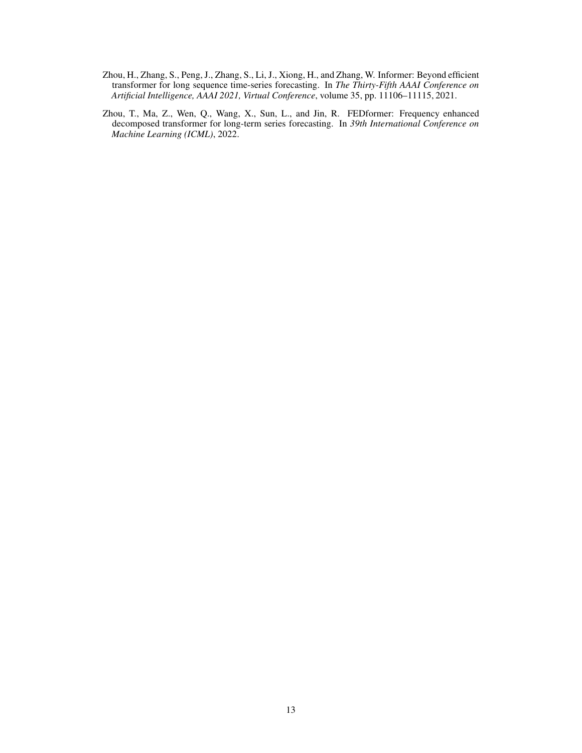Zhou, H., Zhang, S., Peng, J., Zhang, S., Li, J., Xiong, H., and Zhang, W. Informer: Beyond efficient transformer for long sequence time-series forecasting. In *The Thirty-Fifth AAAI Conference on Artificial Intelligence, AAAI 2021, Virtual Conference*, volume 35, pp. 11106–11115, 2021.

Zhou, T., Ma, Z., Wen, Q., Wang, X., Sun, L., and Jin, R. FEDformer: Frequency enhanced decomposed transformer for long-term series forecasting. In *39th International Conference on Machine Learning (ICML)*, 2022.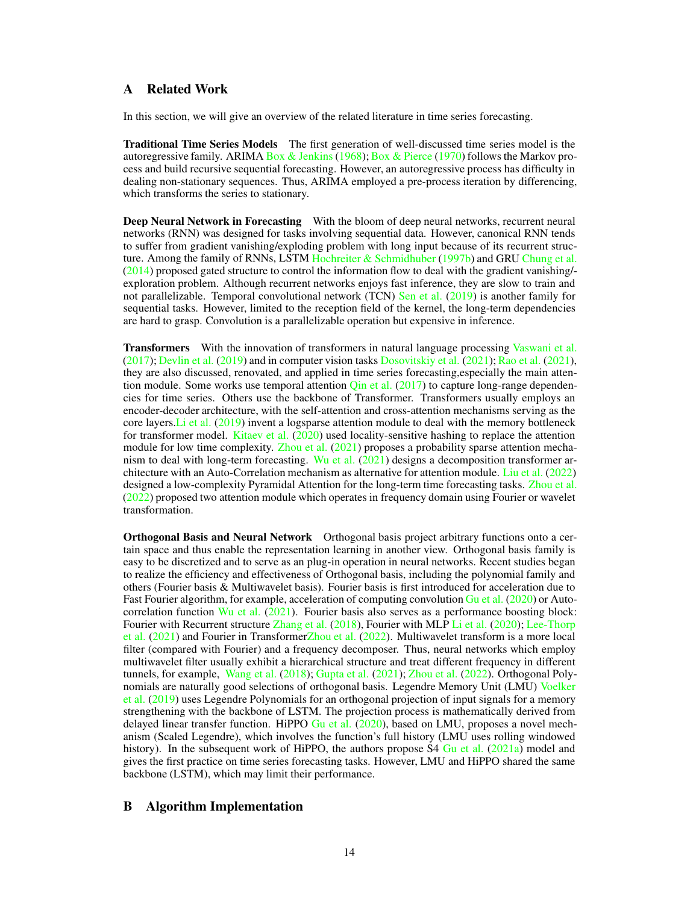## A Related Work

In this section, we will give an overview of the related literature in time series forecasting.

**Traditional Time Series Models** The first generation of well-discussed time series model is the autoregressive family. ARIMA Box & Jenkins (1968); Box & Pierce (1970) follows the Markov process and build recursive sequential forecasting. However, an autoregressive process has difficulty in dealing non-stationary sequences. Thus, ARIMA employed a pre-process iteration by differencing, which transforms the series to stationary.

**Deep Neural Network in Forecasting** With the bloom of deep neural networks, recurrent neural networks (RNN) was designed for tasks involving sequential data. However, canonical RNN tends to suffer from gradient vanishing/exploding problem with long input because of its recurrent structure. Among the family of RNNs, LSTM Hochreiter & Schmidhuber (1997b) and GRU Chung et al. (2014) proposed gated structure to control the information flow to deal with the gradient vanishing/exploration problem. Although recurrent networks enjoys fast inference, they are slow to train and not parallelizable. Temporal convolutional network (TCN) Sen et al. (2019) is another family for sequential tasks. However, limited to the reception field of the kernel, the long-term dependencies are hard to grasp. Convolution is a parallelizable operation but expensive in inference.

**Transformers** With the innovation of transformers in natural language processing Vaswani et al. (2017); Devlin et al. (2019) and in computer vision tasks Dosovitskiy et al. (2021); Rao et al. (2021), they are also discussed, renovated, and applied in time series forecasting,especially the main attention module. Some works use temporal attention Qin et al. (2017) to capture long-range dependencies for time series. Others use the backbone of Transformer. Transformers usually employs an encoder-decoder architecture, with the self-attention and cross-attention mechanisms serving as the core layers.Li et al. (2019) invent a logsparse attention module to deal with the memory bottleneck for transformer model. Kitaev et al. (2020) used locality-sensitive hashing to replace the attention module for low time complexity. Zhou et al. (2021) proposes a probability sparse attention mechanism to deal with long-term forecasting. Wu et al. (2021) designs a decomposition transformer architecture with an Auto-Correlation mechanism as alternative for attention module. Liu et al. (2022) designed a low-complexity Pyramidal Attention for the long-term time forecasting tasks. Zhou et al. (2022) proposed two attention module which operates in frequency domain using Fourier or wavelet transformation.

**Orthogonal Basis and Neural Network** Orthogonal basis project arbitrary functions onto a certain space and thus enable the representation learning in another view. Orthogonal basis family is easy to be discretized and to serve as an plug-in operation in neural networks. Recent studies began to realize the efficiency and effectiveness of Orthogonal basis, including the polynomial family and others (Fourier basis & Multiwavelet basis). Fourier basis is first introduced for acceleration due to Fast Fourier algorithm, for example, acceleration of computing convolution Gu et al. (2020) or Auto-correlation function Wu et al. (2021). Fourier basis also serves as a performance boosting block: Fourier with Recurrent structure Zhang et al. (2018), Fourier with MLP Li et al. (2020); Lee-Thorp et al. (2021) and Fourier in TransformerZhou et al. (2022). Multiwavelet transform is a more local filter (compared with Fourier) and a frequency decomposer. Thus, neural networks which employ multiwavelet filter usually exhibit a hierarchical structure and treat different frequency in different tunnels, for example, Wang et al. (2018); Gupta et al. (2021); Zhou et al. (2022). Orthogonal Polynomials are naturally good selections of orthogonal basis. Legendre Memory Unit (LMU) Voelker et al. (2019) uses Legendre Polynomials for an orthogonal projection of input signals for a memory strengthening with the backbone of LSTM. The projection process is mathematically derived from delayed linear transfer function. HiPPO Gu et al. (2020), based on LMU, proposes a novel mechanism (Scaled Legendre), which involves the function's full history (LMU uses rolling windowed history). In the subsequent work of HiPPO, the authors propose S4 Gu et al. (2021a) model and gives the first practice on time series forecasting tasks. However, LMU and HiPPO shared the same backbone (LSTM), which may limit their performance.

## B Algorithm Implementation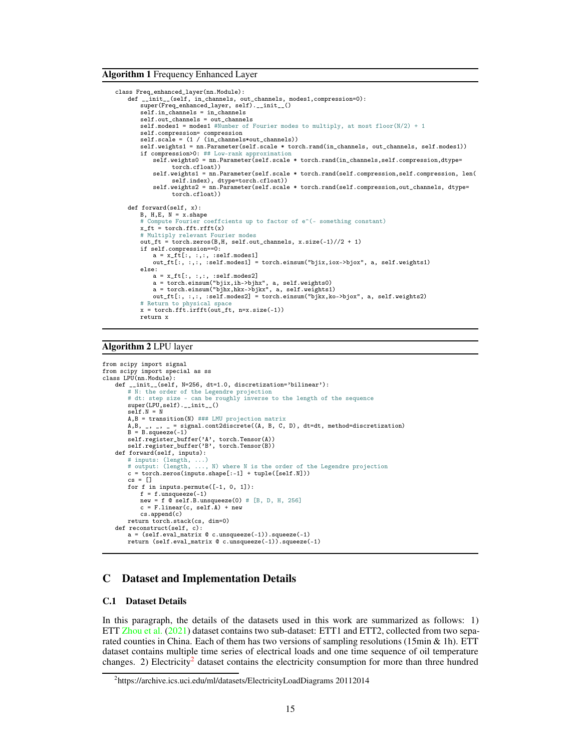**Algorithm 1** Frequency Enhanced Layer

```
class Freq_enhanced_layer(nn.Module):
    def __init__(self, in_channels, out_channels, modes1,compression=0):
        super(Freq_enhanced_layer, self).__init__()
        self.in_channels = in_channels
        self.out_channels = out_channels
        self.modes1 = modes1 #Number of Fourier modes to multiply, at most floor(N/2) + 1
        self.compression= compression
        self.scale = (1 / (in_channels*out_channels))
        self.weights1 = nn.Parameter(self.scale * torch.rand(in_channels, out_channels, self.modes1))
        if compression>0: ## Low-rank approximation
            self.weights0 = nn.Parameter(self.scale * torch.rand(in_channels,self.compression,dtype=
                torch.cfloat))
            self.weights1 = nn.Parameter(self.scale * torch.rand(self.compression,self.compression, len(
                self.index), dtype=torch.cfloat))
            self.weights2 = nn.Parameter(self.scale * torch.rand(self.compression,out_channels, dtype=
                torch.cfloat))

    def forward(self, x):
        B, H,E, N = x.shape
        # Compute Fourier coeffcients up to factor of e^(- something constant)
        x_ft = torch.fft.rfft(x)
        # Multiply relevant Fourier modes
        out_ft = torch.zeros(B,H, self.out_channels, x.size(-1)//2 + 1)
        if self.compression==0:
            a = x_ft[:, :,:, :self.modes1]
            out_ft[:, :,:, :self.modes1] = torch.einsum("bjix,iox->bjox", a, self.weights1)
        else:
            a = x_ft[:, :,:, :self.modes2]
            a = torch.einsum("bjix,ih->bjhx", a, self.weights0)
            a = torch.einsum("bjhx,hkx->bjkx", a, self.weights1)
            out_ft[:, :,:, :self.modes2] = torch.einsum("bjkx,ko->bjox", a, self.weights2)
        # Return to physical space
        x = torch.fft.irfft(out_ft, n=x.size(-1))
        return x
```

**Algorithm 2** LPU layer

```
from scipy import signal
from scipy import special as ss
class LPU(nn.Module):
    def __init__(self, N=256, dt=1.0, discretization='bilinear'):
        # N: the order of the Legendre projection
        # dt: step size - can be roughly inverse to the length of the sequence
        super(LPU,self).__init__()
        self.N = N
        A,B = transition(N) ### LMU projection matrix
        A,B, _, _, _ = signal.cont2discrete((A, B, C, D), dt=dt, method=discretization)
        B = B.squeeze(-1)
        self.register_buffer('A', torch.Tensor(A))
        self.register_buffer('B', torch.Tensor(B))
    def forward(self, inputs):
        # inputs: (length, ...)
        # output: (length, ..., N) where N is the order of the Legendre projection
        c = torch.zeros(inputs.shape[:-1] + tuple([self.N]))
        cs = []
        for f in inputs.permute([-1, 0, 1]):
            f = f.unsqueeze(-1)
            new = f @ self.B.unsqueeze(0) # [B, D, H, 256]
            c = F.linear(c, self.A) + new
            cs.append(c)
        return torch.stack(cs, dim=0)
    def reconstruct(self, c):
        a = (self.eval_matrix @ c.unsqueeze(-1)).squeeze(-1)
        return (self.eval_matrix @ c.unsqueeze(-1)).squeeze(-1)
```

## C Dataset and Implementation Details

### C.1 Dataset Details

In this paragraph, the details of the datasets used in this work are summarized as follows: 1) ETT Zhou et al. (2021) dataset contains two sub-dataset: ETT1 and ETT2, collected from two separated counties in China. Each of them has two versions of sampling resolutions (15min & 1h). ETT dataset contains multiple time series of electrical loads and one time sequence of oil temperature changes. 2) Electricity[2] dataset contains the electricity consumption for more than three hundred

[2] https://archive.ics.uci.edu/ml/datasets/ElectricityLoadDiagrams 20112014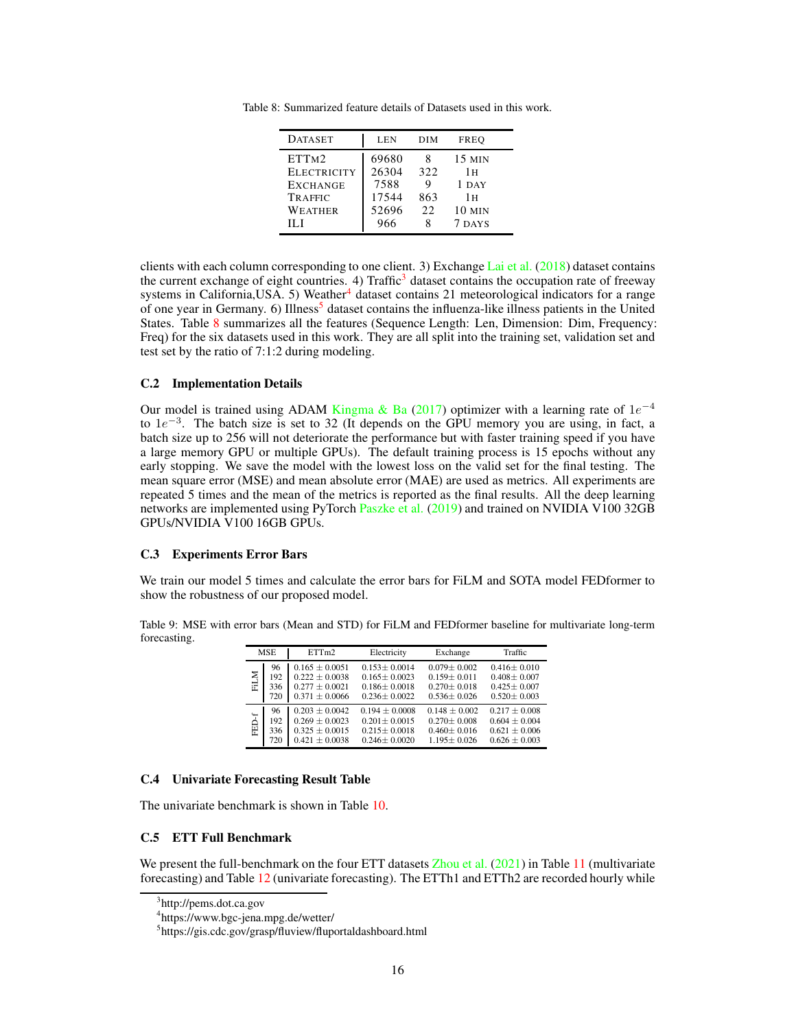Table 8: Summarized feature details of Datasets used in this work.

| DATASET | LEN | DIM | FREQ |
|---|---|---|---|
| ETTM2 | 69680 | 8 | 15 MIN |
| ELECTRICITY | 26304 | 322 | 1H |
| EXCHANGE | 7588 | 9 | 1 DAY |
| TRAFFIC | 17544 | 863 | 1H |
| WEATHER | 52696 | 22 | 10 MIN |
| ILI | 966 | 8 | 7 DAYS |

clients with each column corresponding to one client. 3) Exchange Lai et al. (2018) dataset contains the current exchange of eight countries. 4) Traffic[3] dataset contains the occupation rate of freeway systems in California,USA. 5) Weather[4] dataset contains 21 meteorological indicators for a range of one year in Germany. 6) Illness[5] dataset contains the influenza-like illness patients in the United States. Table 8 summarizes all the features (Sequence Length: Len, Dimension: Dim, Frequency: Freq) for the six datasets used in this work. They are all split into the training set, validation set and test set by the ratio of 7:1:2 during modeling.

### C.2 Implementation Details

Our model is trained using ADAM Kingma & Ba (2017) optimizer with a learning rate of $1e^{-4}$ to $1e^{-3}$. The batch size is set to 32 (It depends on the GPU memory you are using, in fact, a batch size up to 256 will not deteriorate the performance but with faster training speed if you have a large memory GPU or multiple GPUs). The default training process is 15 epochs without any early stopping. We save the model with the lowest loss on the valid set for the final testing. The mean square error (MSE) and mean absolute error (MAE) are used as metrics. All experiments are repeated 5 times and the mean of the metrics is reported as the final results. All the deep learning networks are implemented using PyTorch Paszke et al. (2019) and trained on NVIDIA V100 32GB GPUs/NVIDIA V100 16GB GPUs.

### C.3 Experiments Error Bars

We train our model 5 times and calculate the error bars for FiLM and SOTA model FEDformer to show the robustness of our proposed model.

Table 9: MSE with error bars (Mean and STD) for FiLM and FEDformer baseline for multivariate long-term forecasting.

| MSE | | ETTm2 | Electricity | Exchange | Traffic |
|---|---|---|---|---|---|
| FiLM | 96 | $0.165 \pm 0.0051$ | $0.153 \pm 0.0014$ | $0.079 \pm 0.002$ | $0.416 \pm 0.010$ |
| | 192 | $0.222 \pm 0.0038$ | $0.165 \pm 0.0023$ | $0.159 \pm 0.011$ | $0.408 \pm 0.007$ |
| | 336 | $0.277 \pm 0.0021$ | $0.186 \pm 0.0018$ | $0.270 \pm 0.018$ | $0.425 \pm 0.007$ |
| | 720 | $0.371 \pm 0.0066$ | $0.236 \pm 0.0022$ | $0.536 \pm 0.026$ | $0.520 \pm 0.003$ |
| FED-f | 96 | $0.203 \pm 0.0042$ | $0.194 \pm 0.0008$ | $0.148 \pm 0.002$ | $0.217 \pm 0.008$ |
| | 192 | $0.269 \pm 0.0023$ | $0.201 \pm 0.0015$ | $0.270 \pm 0.008$ | $0.604 \pm 0.004$ |
| | 336 | $0.325 \pm 0.0015$ | $0.215 \pm 0.0018$ | $0.460 \pm 0.016$ | $0.621 \pm 0.006$ |
| | 720 | $0.421 \pm 0.0038$ | $0.246 \pm 0.0020$ | $1.195 \pm 0.026$ | $0.626 \pm 0.003$ |

### C.4 Univariate Forecasting Result Table

The univariate benchmark is shown in Table 10.

### C.5 ETT Full Benchmark

We present the full-benchmark on the four ETT datasets Zhou et al. (2021) in Table 11 (multivariate forecasting) and Table 12 (univariate forecasting). The ETTh1 and ETTh2 are recorded hourly while

[3] http://pems.dot.ca.gov

[4] https://www.bgc-jena.mpg.de/wetter/

[5] https://gis.cdc.gov/grasp/fluview/fluportaldashboard.html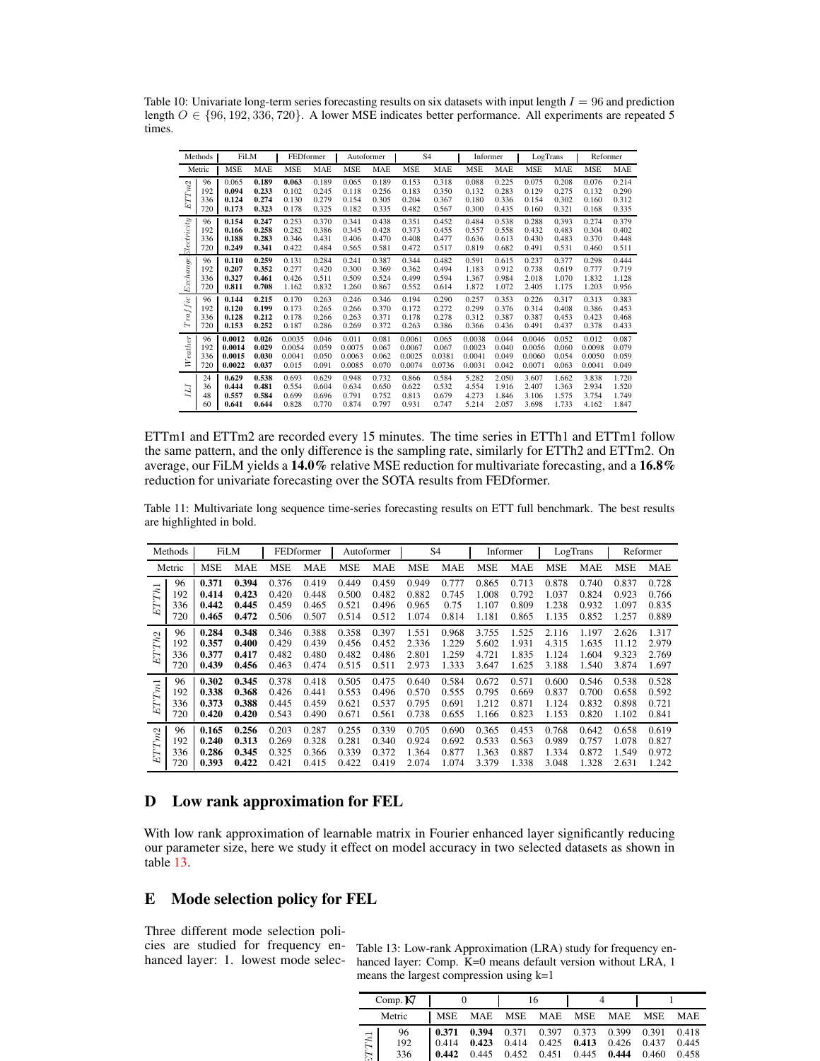Table 10: Univariate long-term series forecasting results on six datasets with input length $I = 96$ and prediction length $O \in \{96, 192, 336, 720\}$. A lower MSE indicates better performance. All experiments are repeated 5 times.

| Methods | | FiLM | | FEDformer | | Autoformer | | S4 | | Informer | | LogTrans | | Reformer | |
|---|---|---|---|---|---|---|---|---|---|---|---|---|---|---|---|
| Metric | | MSE | MAE | MSE | MAE | MSE | MAE | MSE | MAE | MSE | MAE | MSE | MAE | MSE | MAE |
| *ETTm2* | 96 | 0.065 | **0.189** | **0.063** | 0.189 | 0.065 | 0.189 | 0.153 | 0.318 | 0.088 | 0.225 | 0.075 | 0.208 | 0.076 | 0.214 |
| | 192 | **0.094** | **0.233** | 0.102 | 0.245 | 0.118 | 0.256 | 0.183 | 0.350 | 0.132 | 0.283 | 0.129 | 0.275 | 0.132 | 0.290 |
| | 336 | **0.124** | **0.274** | 0.130 | 0.279 | 0.154 | 0.305 | 0.204 | 0.367 | 0.180 | 0.336 | 0.154 | 0.302 | 0.160 | 0.312 |
| | 720 | **0.173** | **0.323** | 0.178 | 0.325 | 0.182 | 0.335 | 0.482 | 0.567 | 0.300 | 0.435 | 0.160 | 0.321 | 0.168 | 0.335 |
| *Electricity* | 96 | **0.154** | **0.247** | 0.253 | 0.370 | 0.341 | 0.438 | 0.351 | 0.452 | 0.484 | 0.538 | 0.288 | 0.393 | 0.274 | 0.379 |
| | 192 | **0.166** | **0.258** | 0.282 | 0.386 | 0.345 | 0.428 | 0.373 | 0.455 | 0.557 | 0.558 | 0.432 | 0.483 | 0.304 | 0.402 |
| | 336 | **0.188** | **0.283** | 0.346 | 0.431 | 0.406 | 0.470 | 0.408 | 0.477 | 0.636 | 0.613 | 0.430 | 0.483 | 0.370 | 0.448 |
| | 720 | **0.249** | **0.341** | 0.422 | 0.484 | 0.565 | 0.581 | 0.472 | 0.517 | 0.819 | 0.682 | 0.491 | 0.531 | 0.460 | 0.511 |
| *Exchange* | 96 | **0.110** | **0.259** | 0.131 | 0.284 | 0.241 | 0.387 | 0.344 | 0.482 | 0.591 | 0.615 | 0.237 | 0.377 | 0.298 | 0.444 |
| | 192 | **0.207** | **0.352** | 0.277 | 0.420 | 0.300 | 0.369 | 0.362 | 0.494 | 1.183 | 0.912 | 0.738 | 0.619 | 0.777 | 0.719 |
| | 336 | **0.327** | **0.461** | 0.426 | 0.511 | 0.509 | 0.524 | 0.499 | 0.594 | 1.367 | 0.984 | 2.018 | 1.070 | 1.832 | 1.128 |
| | 720 | **0.811** | **0.708** | 1.162 | 0.832 | 1.260 | 0.867 | 0.552 | 0.614 | 1.872 | 1.072 | 2.405 | 1.175 | 1.203 | 0.956 |
| *Traffic* | 96 | **0.144** | **0.215** | 0.170 | 0.263 | 0.246 | 0.346 | 0.194 | 0.290 | 0.257 | 0.353 | 0.226 | 0.317 | 0.313 | 0.383 |
| | 192 | **0.120** | **0.199** | 0.173 | 0.265 | 0.266 | 0.370 | 0.172 | 0.272 | 0.299 | 0.376 | 0.314 | 0.408 | 0.386 | 0.453 |
| | 336 | **0.128** | **0.212** | 0.178 | 0.266 | 0.263 | 0.371 | 0.178 | 0.278 | 0.312 | 0.387 | 0.387 | 0.453 | 0.423 | 0.468 |
| | 720 | **0.153** | **0.252** | 0.187 | 0.286 | 0.269 | 0.372 | 0.263 | 0.386 | 0.366 | 0.436 | 0.491 | 0.437 | 0.378 | 0.433 |
| *Weather* | 96 | **0.0012** | **0.026** | 0.0035 | 0.046 | 0.011 | 0.081 | 0.0061 | 0.065 | 0.0038 | 0.044 | 0.0046 | 0.052 | 0.012 | 0.087 |
| | 192 | **0.0014** | **0.029** | 0.0054 | 0.059 | 0.0075 | 0.067 | 0.0067 | 0.067 | 0.0023 | 0.040 | 0.0056 | 0.060 | 0.0098 | 0.079 |
| | 336 | **0.0015** | **0.030** | 0.0041 | 0.050 | 0.0063 | 0.062 | 0.0025 | 0.0381 | 0.0041 | 0.049 | 0.0060 | 0.054 | 0.0050 | 0.059 |
| | 720 | **0.0022** | **0.037** | 0.015 | 0.091 | 0.0085 | 0.070 | 0.0074 | 0.0736 | 0.0031 | 0.042 | 0.0071 | 0.063 | 0.0041 | 0.049 |
| *ILI* | 24 | **0.629** | **0.538** | 0.693 | 0.629 | 0.948 | 0.732 | 0.866 | 0.584 | 5.282 | 2.050 | 3.607 | 1.662 | 3.838 | 1.720 |
| | 36 | **0.444** | **0.481** | 0.554 | 0.604 | 0.634 | 0.650 | 0.622 | 0.532 | 4.554 | 1.916 | 2.407 | 1.363 | 2.934 | 1.520 |
| | 48 | **0.557** | **0.584** | 0.699 | 0.696 | 0.791 | 0.752 | 0.813 | 0.679 | 4.273 | 1.846 | 3.106 | 1.575 | 3.754 | 1.749 |
| | 60 | **0.641** | **0.644** | 0.828 | 0.770 | 0.874 | 0.797 | 0.931 | 0.747 | 5.214 | 2.057 | 3.698 | 1.733 | 4.162 | 1.847 |

ETTm1 and ETTm2 are recorded every 15 minutes. The time series in ETTh1 and ETTm1 follow the same pattern, and the only difference is the sampling rate, similarly for ETTh2 and ETTm2. On average, our FiLM yields a **14.0%** relative MSE reduction for multivariate forecasting, and a **16.8%** reduction for univariate forecasting over the SOTA results from FEDformer.

Table 11: Multivariate long sequence time-series forecasting results on ETT full benchmark. The best results are highlighted in bold.

| Methods | | FiLM | | FEDformer | | Autoformer | | S4 | | Informer | | LogTrans | | Reformer | |
|---|---|---|---|---|---|---|---|---|---|---|---|---|---|---|---|
| Metric | | MSE | MAE | MSE | MAE | MSE | MAE | MSE | MAE | MSE | MAE | MSE | MAE | MSE | MAE |
| *ETTh1* | 96 | **0.371** | **0.394** | 0.376 | 0.419 | 0.449 | 0.459 | 0.949 | 0.777 | 0.865 | 0.713 | 0.878 | 0.740 | 0.837 | 0.728 |
| | 192 | **0.414** | **0.423** | 0.420 | 0.448 | 0.500 | 0.482 | 0.882 | 0.745 | 1.008 | 0.792 | 1.037 | 0.824 | 0.923 | 0.766 |
| | 336 | **0.442** | **0.445** | 0.459 | 0.465 | 0.521 | 0.496 | 0.965 | 0.75 | 1.107 | 0.809 | 1.238 | 0.932 | 1.097 | 0.835 |
| | 720 | **0.465** | **0.472** | 0.506 | 0.507 | 0.514 | 0.512 | 1.074 | 0.814 | 1.181 | 0.865 | 1.135 | 0.852 | 1.257 | 0.889 |
| *ETTh2* | 96 | **0.284** | **0.348** | 0.346 | 0.388 | 0.358 | 0.397 | 1.551 | 0.968 | 3.755 | 1.525 | 2.116 | 1.197 | 2.626 | 1.317 |
| | 192 | **0.357** | **0.400** | 0.429 | 0.439 | 0.456 | 0.452 | 2.336 | 1.229 | 5.602 | 1.931 | 4.315 | 1.635 | 11.12 | 2.979 |
| | 336 | **0.377** | **0.417** | 0.482 | 0.480 | 0.482 | 0.486 | 2.801 | 1.259 | 4.721 | 1.835 | 1.124 | 1.604 | 9.323 | 2.769 |
| | 720 | **0.439** | **0.456** | 0.463 | 0.474 | 0.515 | 0.511 | 2.973 | 1.333 | 3.647 | 1.625 | 3.188 | 1.540 | 3.874 | 1.697 |
| *ETTm1* | 96 | **0.302** | **0.345** | 0.378 | 0.418 | 0.505 | 0.475 | 0.640 | 0.584 | 0.672 | 0.571 | 0.600 | 0.546 | 0.538 | 0.528 |
| | 192 | **0.338** | **0.368** | 0.426 | 0.441 | 0.553 | 0.496 | 0.570 | 0.555 | 0.795 | 0.669 | 0.837 | 0.700 | 0.658 | 0.592 |
| | 336 | **0.373** | **0.388** | 0.445 | 0.459 | 0.621 | 0.537 | 0.795 | 0.691 | 1.212 | 0.871 | 1.124 | 0.832 | 0.898 | 0.721 |
| | 720 | **0.420** | **0.420** | 0.543 | 0.490 | 0.671 | 0.561 | 0.738 | 0.655 | 1.166 | 0.823 | 1.153 | 0.820 | 1.102 | 0.841 |
| *ETTm2* | 96 | **0.165** | **0.256** | 0.203 | 0.287 | 0.255 | 0.339 | 0.705 | 0.690 | 0.365 | 0.453 | 0.768 | 0.642 | 0.658 | 0.619 |
| | 192 | **0.240** | **0.313** | 0.269 | 0.328 | 0.281 | 0.340 | 0.924 | 0.692 | 0.533 | 0.563 | 0.989 | 0.757 | 1.078 | 0.827 |
| | 336 | **0.286** | **0.345** | 0.325 | 0.366 | 0.339 | 0.372 | 1.364 | 0.877 | 1.363 | 0.887 | 1.334 | 0.872 | 1.549 | 0.972 |
| | 720 | **0.393** | **0.422** | 0.421 | 0.415 | 0.422 | 0.419 | 2.074 | 1.074 | 3.379 | 1.338 | 3.048 | 1.328 | 2.631 | 1.242 |

## D Low rank approximation for FEL

With low rank approximation of learnable matrix in Fourier enhanced layer significantly reducing our parameter size, here we study it effect on model accuracy in two selected datasets as shown in table 13.

## E Mode selection policy for FEL

Three different mode selection policies are studied for frequency enhanced layer: 1. lowest mode selec-

Table 13: Low-rank Approximation (LRA) study for frequency enhanced layer: Comp. K=0 means default version without LRA, 1 means the largest compression using k=1

| Comp. K | | 0 | | 16 | | 4 | | 1 | |
|---|---|---|---|---|---|---|---|---|---|
| Metric | | MSE | MAE | MSE | MAE | MSE | MAE | MSE | MAE |
| *ETTh1* | 96 | **0.371** | **0.394** | 0.371 | 0.397 | 0.373 | 0.399 | 0.391 | 0.418 |
| | 192 | 0.414 | **0.423** | 0.414 | 0.425 | **0.413** | 0.426 | 0.437 | 0.445 |
| | 336 | **0.442** | 0.445 | 0.452 | 0.451 | 0.445 | **0.444** | 0.460 | 0.458 |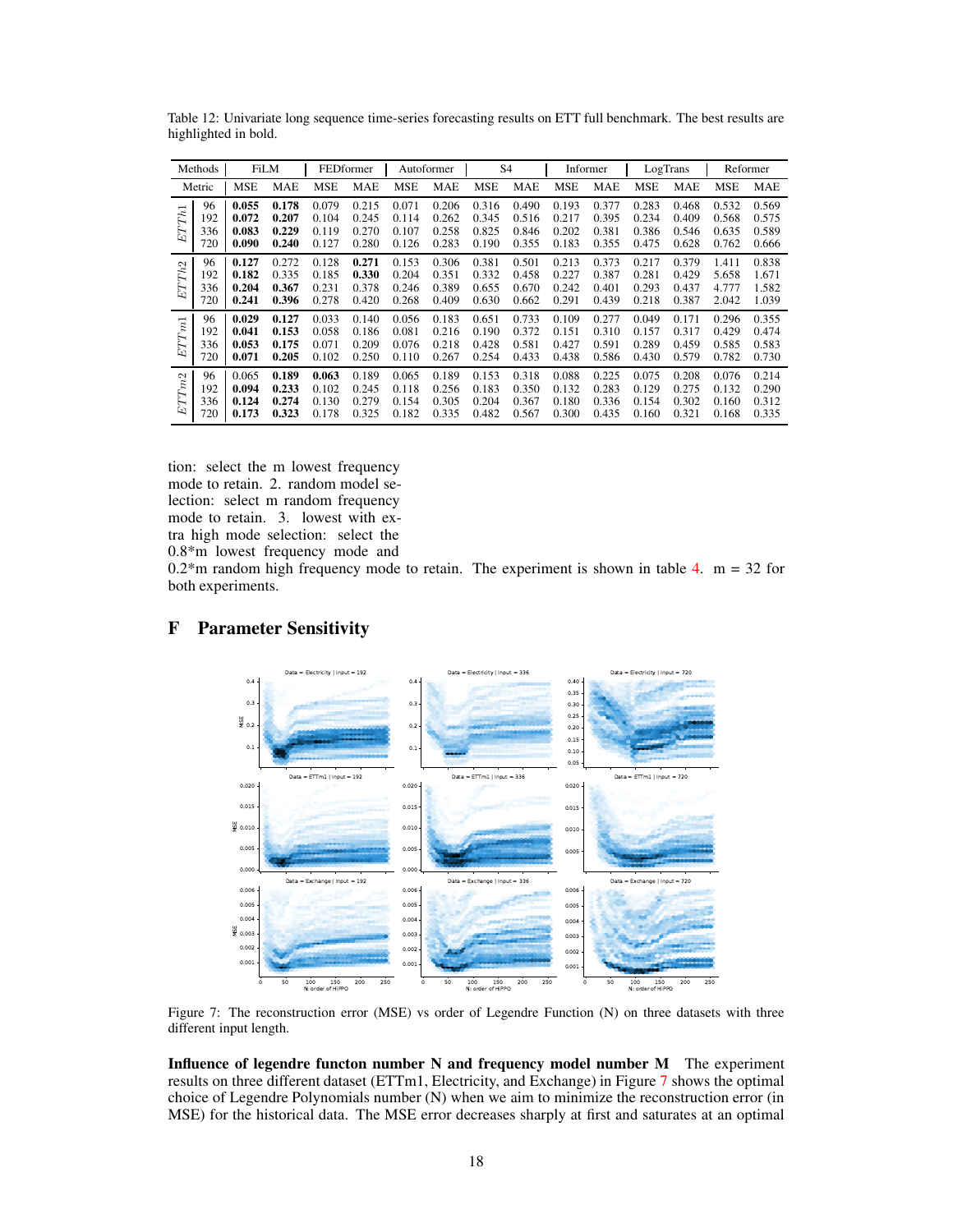Table 12: Univariate long sequence time-series forecasting results on ETT full benchmark. The best results are highlighted in bold.

| Methods | | FiLM | | FEDformer | | Autoformer | | S4 | | Informer | | LogTrans | | Reformer | |
|---|---|---|---|---|---|---|---|---|---|---|---|---|---|---|---|
| Metric | | MSE | MAE | MSE | MAE | MSE | MAE | MSE | MAE | MSE | MAE | MSE | MAE | MSE | MAE |
| $ETTh1$ | 96 | **0.055** | **0.178** | 0.079 | 0.215 | 0.071 | 0.206 | 0.316 | 0.490 | 0.193 | 0.377 | 0.283 | 0.468 | 0.532 | 0.569 |
| | 192 | **0.072** | **0.207** | 0.104 | 0.245 | 0.114 | 0.262 | 0.345 | 0.516 | 0.217 | 0.395 | 0.234 | 0.409 | 0.568 | 0.575 |
| | 336 | **0.083** | **0.229** | 0.119 | 0.270 | 0.107 | 0.258 | 0.825 | 0.846 | 0.202 | 0.381 | 0.386 | 0.546 | 0.635 | 0.589 |
| | 720 | **0.090** | **0.240** | 0.127 | 0.280 | 0.126 | 0.283 | 0.190 | 0.355 | 0.183 | 0.355 | 0.475 | 0.628 | 0.762 | 0.666 |
| $ETTh2$ | 96 | **0.127** | 0.272 | 0.128 | **0.271** | 0.153 | 0.306 | 0.381 | 0.501 | 0.213 | 0.373 | 0.217 | 0.379 | 1.411 | 0.838 |
| | 192 | **0.182** | 0.335 | 0.185 | **0.330** | 0.204 | 0.351 | 0.332 | 0.458 | 0.227 | 0.387 | 0.281 | 0.429 | 5.658 | 1.671 |
| | 336 | **0.204** | **0.367** | 0.231 | 0.378 | 0.246 | 0.389 | 0.655 | 0.670 | 0.242 | 0.401 | 0.293 | 0.437 | 4.777 | 1.582 |
| | 720 | **0.241** | **0.396** | 0.278 | 0.420 | 0.268 | 0.409 | 0.630 | 0.662 | 0.291 | 0.439 | 0.218 | 0.387 | 2.042 | 1.039 |
| $ETTm1$ | 96 | **0.029** | **0.127** | 0.033 | 0.140 | 0.056 | 0.183 | 0.651 | 0.733 | 0.109 | 0.277 | 0.049 | 0.171 | 0.296 | 0.355 |
| | 192 | **0.041** | **0.153** | 0.058 | 0.186 | 0.081 | 0.216 | 0.190 | 0.372 | 0.151 | 0.310 | 0.157 | 0.317 | 0.429 | 0.474 |
| | 336 | **0.053** | **0.175** | 0.071 | 0.209 | 0.076 | 0.218 | 0.428 | 0.581 | 0.427 | 0.591 | 0.289 | 0.459 | 0.585 | 0.583 |
| | 720 | **0.071** | **0.205** | 0.102 | 0.250 | 0.110 | 0.267 | 0.254 | 0.433 | 0.438 | 0.586 | 0.430 | 0.579 | 0.782 | 0.730 |
| $ETTm2$ | 96 | 0.065 | **0.189** | **0.063** | 0.189 | 0.065 | 0.189 | 0.153 | 0.318 | 0.088 | 0.225 | 0.075 | 0.208 | 0.076 | 0.214 |
| | 192 | **0.094** | **0.233** | 0.102 | 0.245 | 0.118 | 0.256 | 0.183 | 0.350 | 0.132 | 0.283 | 0.129 | 0.275 | 0.132 | 0.290 |
| | 336 | **0.124** | **0.274** | 0.130 | 0.279 | 0.154 | 0.305 | 0.204 | 0.367 | 0.180 | 0.336 | 0.154 | 0.302 | 0.160 | 0.312 |
| | 720 | **0.173** | **0.323** | 0.178 | 0.325 | 0.182 | 0.335 | 0.482 | 0.567 | 0.300 | 0.435 | 0.160 | 0.321 | 0.168 | 0.335 |

tion: select the m lowest frequency mode to retain. 2. random model selection: select m random frequency mode to retain. 3. lowest with extra high mode selection: select the 0.8*m lowest frequency mode and 0.2*m random high frequency mode to retain. The experiment is shown in table 4. m = 32 for both experiments.

## F Parameter Sensitivity

Figure 7: The reconstruction error (MSE) vs order of Legendre Function (N) on three datasets with three different input length.

**Influence of legendre functon number N and frequency model number M** The experiment results on three different dataset (ETTm1, Electricity, and Exchange) in Figure 7 shows the optimal choice of Legendre Polynomials number (N) when we aim to minimize the reconstruction error (in MSE) for the historical data. The MSE error decreases sharply at first and saturates at an optimal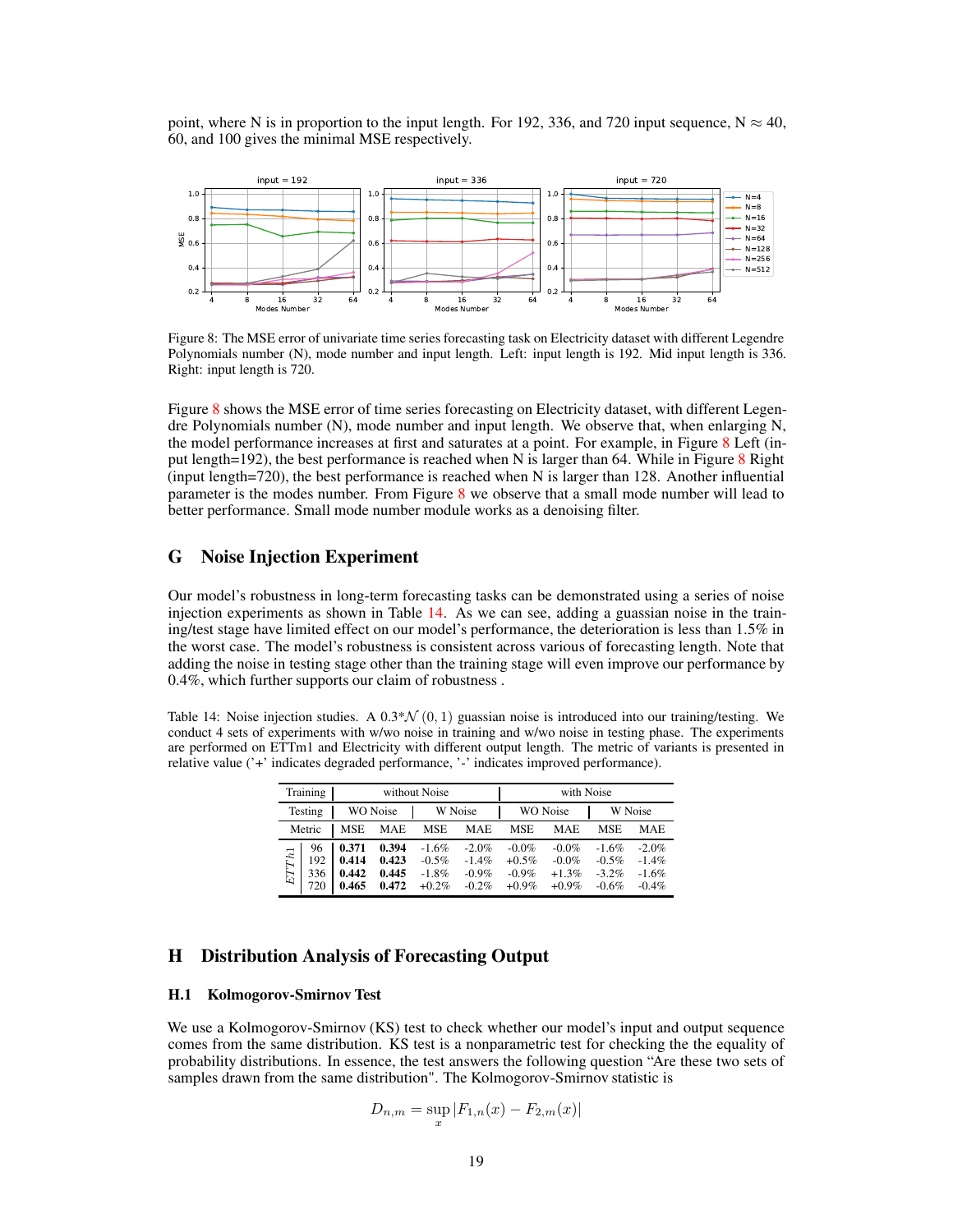point, where N is in proportion to the input length. For 192, 336, and 720 input sequence, N $\approx$ 40, 60, and 100 gives the minimal MSE respectively.

Figure 8: The MSE error of univariate time series forecasting task on Electricity dataset with different Legendre Polynomials number (N), mode number and input length. Left: input length is 192. Mid input length is 336. Right: input length is 720.

Figure 8 shows the MSE error of time series forecasting on Electricity dataset, with different Legendre Polynomials number (N), mode number and input length. We observe that, when enlarging N, the model performance increases at first and saturates at a point. For example, in Figure 8 Left (input length=192), the best performance is reached when N is larger than 64. While in Figure 8 Right (input length=720), the best performance is reached when N is larger than 128. Another influential parameter is the modes number. From Figure 8 we observe that a small mode number will lead to better performance. Small mode number module works as a denoising filter.

# G Noise Injection Experiment

Our model's robustness in long-term forecasting tasks can be demonstrated using a series of noise injection experiments as shown in Table 14. As we can see, adding a guassian noise in the training/test stage have limited effect on our model's performance, the deterioration is less than 1.5% in the worst case. The model's robustness is consistent across various of forecasting length. Note that adding the noise in testing stage other than the training stage will even improve our performance by 0.4%, which further supports our claim of robustness .

Table 14: Noise injection studies. A $0.3*\mathcal{N}(0,1)$ guassian noise is introduced into our training/testing. We conduct 4 sets of experiments with w/wo noise in training and w/wo noise in testing phase. The experiments are performed on ETTm1 and Electricity with different output length. The metric of variants is presented in relative value ('+' indicates degraded performance, '-' indicates improved performance).

| Training | | without Noise | | | | with Noise | | | |
|---|---|---|---|---|---|---|---|---|---|
| Testing | | WO Noise | | W Noise | | WO Noise | | W Noise | |
| Metric | | MSE | MAE | MSE | MAE | MSE | MAE | MSE | MAE |
| ETTh1 | 96 | **0.371** | **0.394** | -1.6% | -2.0% | -0.0% | -0.0% | -1.6% | -2.0% |
| | 192 | **0.414** | **0.423** | -0.5% | -1.4% | +0.5% | -0.0% | -0.5% | -1.4% |
| | 336 | **0.442** | **0.445** | -1.8% | -0.9% | -0.9% | +1.3% | -3.2% | -1.6% |
| | 720 | **0.465** | **0.472** | +0.2% | -0.2% | +0.9% | +0.9% | -0.6% | -0.4% |

# H Distribution Analysis of Forecasting Output

## H.1 Kolmogorov-Smirnov Test

We use a Kolmogorov-Smirnov (KS) test to check whether our model's input and output sequence comes from the same distribution. KS test is a nonparametric test for checking the the equality of probability distributions. In essence, the test answers the following question "Are these two sets of samples drawn from the same distribution". The Kolmogorov-Smirnov statistic is

$$D_{n,m} = \sup_{x} |F_{1,n}(x) - F_{2,m}(x)|$$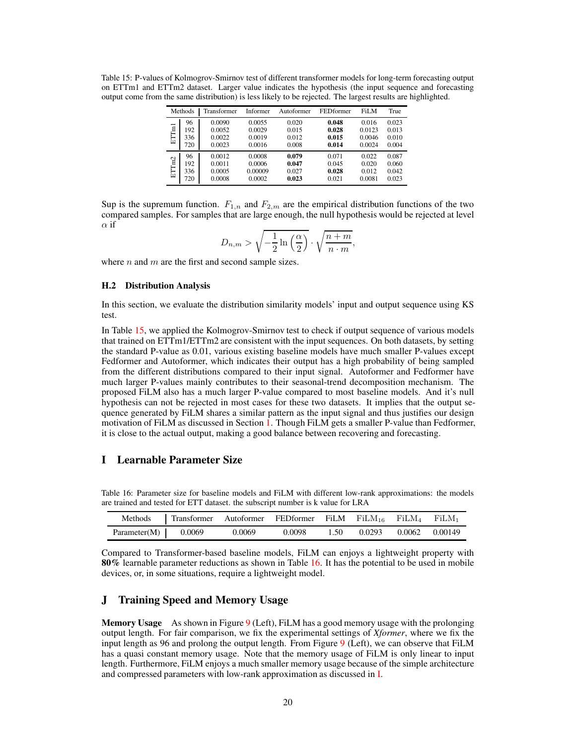Table 15: P-values of Kolmogrov-Smirnov test of different transformer models for long-term forecasting output on ETTm1 and ETTm2 dataset. Larger value indicates the hypothesis (the input sequence and forecasting output come from the same distribution) is less likely to be rejected. The largest results are highlighted.

| Methods | | Transformer | Informer | Autoformer | FEDformer | FiLM | True |
|---|---|---|---|---|---|---|---|
| ETTm1 | 96 | 0.0090 | 0.0055 | 0.020 | **0.048** | 0.016 | 0.023 |
| | 192 | 0.0052 | 0.0029 | 0.015 | **0.028** | 0.0123 | 0.013 |
| | 336 | 0.0022 | 0.0019 | 0.012 | **0.015** | 0.0046 | 0.010 |
| | 720 | 0.0023 | 0.0016 | 0.008 | **0.014** | 0.0024 | 0.004 |
| ETTm2 | 96 | 0.0012 | 0.0008 | **0.079** | 0.071 | 0.022 | 0.087 |
| | 192 | 0.0011 | 0.0006 | **0.047** | 0.045 | 0.020 | 0.060 |
| | 336 | 0.0005 | 0.00009 | 0.027 | **0.028** | 0.012 | 0.042 |
| | 720 | 0.0008 | 0.0002 | **0.023** | 0.021 | 0.0081 | 0.023 |

Sup is the supremum function. $F_{1,n}$ and $F_{2,m}$ are the empirical distribution functions of the two compared samples. For samples that are large enough, the null hypothesis would be rejected at level $\alpha$ if

$$D_{n,m} > \sqrt{-\frac{1}{2}\ln\left(\frac{\alpha}{2}\right)} \cdot \sqrt{\frac{n+m}{n \cdot m}},$$

where $n$ and $m$ are the first and second sample sizes.

### H.2 Distribution Analysis

In this section, we evaluate the distribution similarity models' input and output sequence using KS test.

In Table 15, we applied the Kolmogrov-Smirnov test to check if output sequence of various models that trained on ETTm1/ETTm2 are consistent with the input sequences. On both datasets, by setting the standard P-value as 0.01, various existing baseline models have much smaller P-values except Fedformer and Autoformer, which indicates their output has a high probability of being sampled from the different distributions compared to their input signal. Autoformer and Fedformer have much larger P-values mainly contributes to their seasonal-trend decomposition mechanism. The proposed FiLM also has a much larger P-value compared to most baseline models. And it's null hypothesis can not be rejected in most cases for these two datasets. It implies that the output sequence generated by FiLM shares a similar pattern as the input signal and thus justifies our design motivation of FiLM as discussed in Section 1. Though FiLM gets a smaller P-value than Fedformer, it is close to the actual output, making a good balance between recovering and forecasting.

## I Learnable Parameter Size

Table 16: Parameter size for baseline models and FiLM with different low-rank approximations: the models are trained and tested for ETT dataset. the subscript number is k value for LRA

| Methods | Transformer | Autoformer | FEDformer | FiLM | $\text{FiLM}_{16}$ | $\text{FiLM}_{4}$ | $\text{FiLM}_{1}$ |
|---|---|---|---|---|---|---|---|
| Parameter(M) | 0.0069 | 0.0069 | 0.0098 | 1.50 | 0.0293 | 0.0062 | 0.00149 |

Compared to Transformer-based baseline models, FiLM can enjoys a lightweight property with **80%** learnable parameter reductions as shown in Table 16. It has the potential to be used in mobile devices, or, in some situations, require a lightweight model.

## J Training Speed and Memory Usage

**Memory Usage** As shown in Figure 9 (Left), FiLM has a good memory usage with the prolonging output length. For fair comparison, we fix the experimental settings of *Xformer*, where we fix the input length as 96 and prolong the output length. From Figure 9 (Left), we can observe that FiLM has a quasi constant memory usage. Note that the memory usage of FiLM is only linear to input length. Furthermore, FiLM enjoys a much smaller memory usage because of the simple architecture and compressed parameters with low-rank approximation as discussed in I.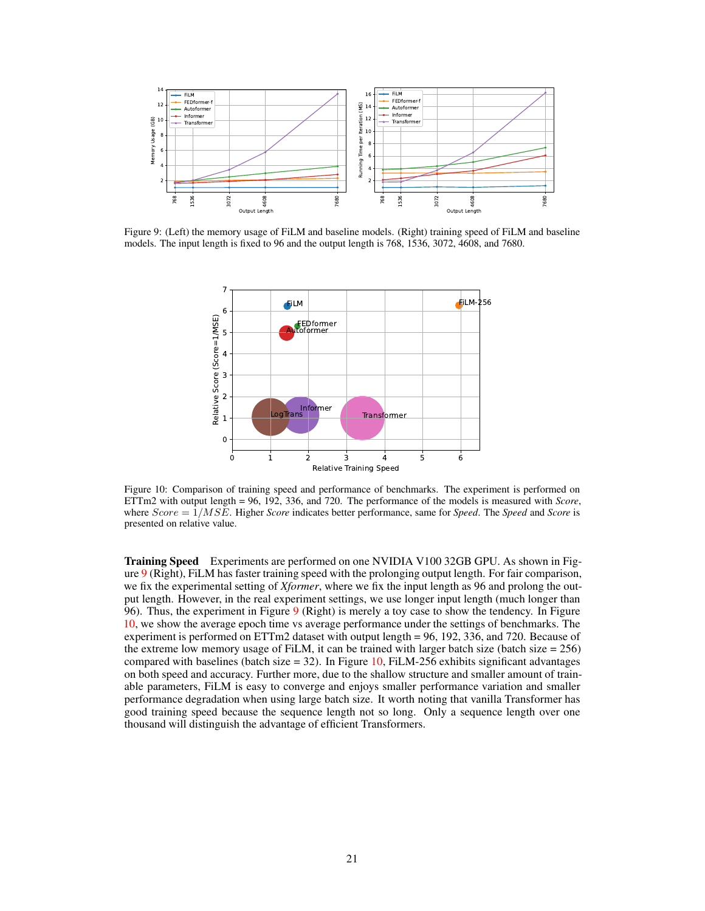Memory Usage (GB)

14
12
10
8
6
4
2

768 1536 3072 4608 7680

Output Length

FiLM
FEDformer-f
Autoformer
Informer
Transformer

Running Time per Iteration (MS)

16
14
12
10
8
6
4
2

768 1536 3072 4608 7680

Output Length

FiLM
FEDformer-f
Autoformer
Informer
Transformer

Figure 9: (Left) the memory usage of FiLM and baseline models. (Right) training speed of FiLM and baseline models. The input length is fixed to 96 and the output length is 768, 1536, 3072, 4608, and 7680.

Relative Score (Score=1/MSE)

7
6
5
4
3
2
1
0

0 1 2 3 4 5 6

Relative Training Speed

FiLM
FiLM-256
FEDformer
Autoformer
Informer
LogTrans
Transformer

Figure 10: Comparison of training speed and performance of benchmarks. The experiment is performed on ETTm2 with output length = 96, 192, 336, and 720. The performance of the models is measured with *Score*, where $Score = 1/MSE$. Higher *Score* indicates better performance, same for *Speed*. The *Speed* and *Score* is presented on relative value.

**Training Speed** Experiments are performed on one NVIDIA V100 32GB GPU. As shown in Figure 9 (Right), FiLM has faster training speed with the prolonging output length. For fair comparison, we fix the experimental setting of *Xformer*, where we fix the input length as 96 and prolong the output length. However, in the real experiment settings, we use longer input length (much longer than 96). Thus, the experiment in Figure 9 (Right) is merely a toy case to show the tendency. In Figure 10, we show the average epoch time vs average performance under the settings of benchmarks. The experiment is performed on ETTm2 dataset with output length = 96, 192, 336, and 720. Because of the extreme low memory usage of FiLM, it can be trained with larger batch size (batch size = 256) compared with baselines (batch size = 32). In Figure 10, FiLM-256 exhibits significant advantages on both speed and accuracy. Further more, due to the shallow structure and smaller amount of trainable parameters, FiLM is easy to converge and enjoys smaller performance variation and smaller performance degradation when using large batch size. It worth noting that vanilla Transformer has good training speed because the sequence length not so long. Only a sequence length over one thousand will distinguish the advantage of efficient Transformers.